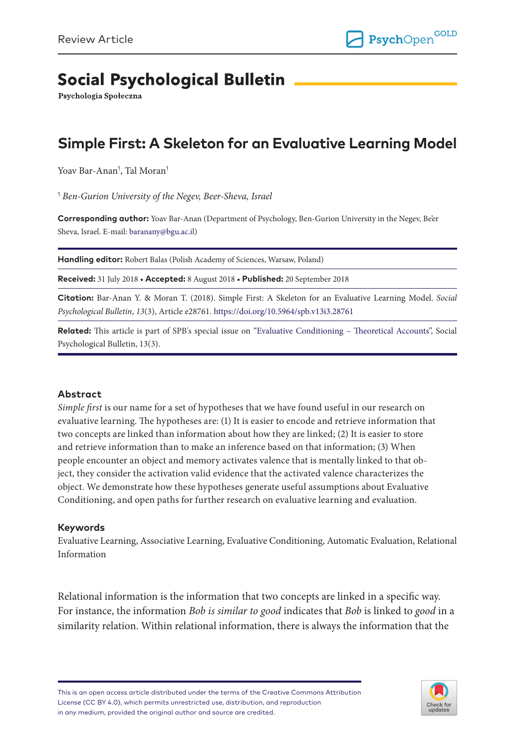Review Article

# Social Psychological Bulletin

**Psychologia Społeczna**

## Simple First: A Skeleton for an Evaluative Learning Model

Yoav Bar-Anan[1], Tal Moran[1]

[1] *Ben-Gurion University of the Negev, Beer-Sheva, Israel*

**Corresponding author:** Yoav Bar-Anan (Department of Psychology, Ben-Gurion University in the Negev, Be'er Sheva, Israel. E-mail: baranany@bgu.ac.il)

**Handling editor:** Robert Balas (Polish Academy of Sciences, Warsaw, Poland)

**Received:** 31 July 2018 • **Accepted:** 8 August 2018 • **Published:** 20 September 2018

**Citation:** Bar-Anan Y. & Moran T. (2018). Simple First: A Skeleton for an Evaluative Learning Model. *Social Psychological Bulletin*, *13*(3), Article e28761. https://doi.org/10.5964/spb.v13i3.28761

**Related:** This article is part of SPB's special issue on "Evaluative Conditioning – Theoretical Accounts", Social Psychological Bulletin, 13(3).

### Abstract

*Simple first* is our name for a set of hypotheses that we have found useful in our research on evaluative learning. The hypotheses are: (1) It is easier to encode and retrieve information that two concepts are linked than information about how they are linked; (2) It is easier to store and retrieve information than to make an inference based on that information; (3) When people encounter an object and memory activates valence that is mentally linked to that object, they consider the activation valid evidence that the activated valence characterizes the object. We demonstrate how these hypotheses generate useful assumptions about Evaluative Conditioning, and open paths for further research on evaluative learning and evaluation.

### Keywords

Evaluative Learning, Associative Learning, Evaluative Conditioning, Automatic Evaluation, Relational Information

Relational information is the information that two concepts are linked in a specific way. For instance, the information *Bob is similar to good* indicates that *Bob* is linked to *good* in a similarity relation. Within relational information, there is always the information that the

This is an open access article distributed under the terms of the Creative Commons Attribution License (CC BY 4.0), which permits unrestricted use, distribution, and reproduction in any medium, provided the original author and source are credited.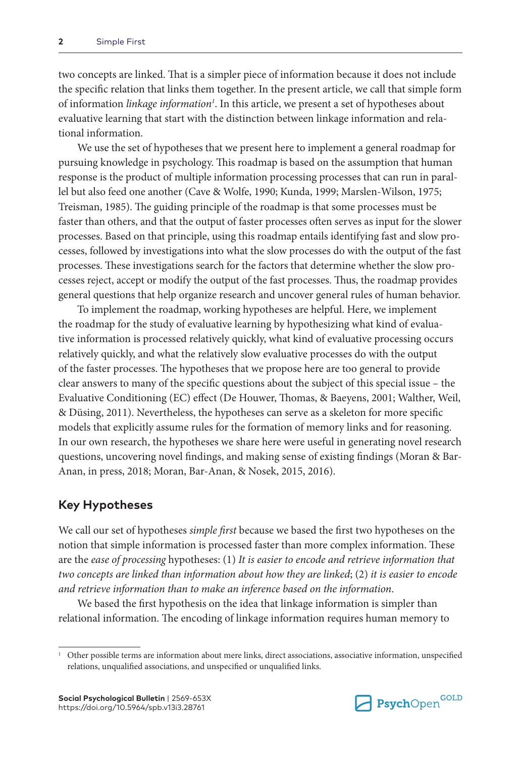two concepts are linked. That is a simpler piece of information because it does not include the specific relation that links them together. In the present article, we call that simple form of information *linkage information*[1]. In this article, we present a set of hypotheses about evaluative learning that start with the distinction between linkage information and relational information.

We use the set of hypotheses that we present here to implement a general roadmap for pursuing knowledge in psychology. This roadmap is based on the assumption that human response is the product of multiple information processing processes that can run in parallel but also feed one another (Cave & Wolfe, 1990; Kunda, 1999; Marslen-Wilson, 1975; Treisman, 1985). The guiding principle of the roadmap is that some processes must be faster than others, and that the output of faster processes often serves as input for the slower processes. Based on that principle, using this roadmap entails identifying fast and slow processes, followed by investigations into what the slow processes do with the output of the fast processes. These investigations search for the factors that determine whether the slow processes reject, accept or modify the output of the fast processes. Thus, the roadmap provides general questions that help organize research and uncover general rules of human behavior.

To implement the roadmap, working hypotheses are helpful. Here, we implement the roadmap for the study of evaluative learning by hypothesizing what kind of evaluative information is processed relatively quickly, what kind of evaluative processing occurs relatively quickly, and what the relatively slow evaluative processes do with the output of the faster processes. The hypotheses that we propose here are too general to provide clear answers to many of the specific questions about the subject of this special issue – the Evaluative Conditioning (EC) effect (De Houwer, Thomas, & Baeyens, 2001; Walther, Weil, & Düsing, 2011). Nevertheless, the hypotheses can serve as a skeleton for more specific models that explicitly assume rules for the formation of memory links and for reasoning. In our own research, the hypotheses we share here were useful in generating novel research questions, uncovering novel findings, and making sense of existing findings (Moran & Bar-Anan, in press, 2018; Moran, Bar-Anan, & Nosek, 2015, 2016).

## Key Hypotheses

We call our set of hypotheses *simple first* because we based the first two hypotheses on the notion that simple information is processed faster than more complex information. These are the *ease of processing* hypotheses: (1) *It is easier to encode and retrieve information that two concepts are linked than information about how they are linked*; (2) *it is easier to encode and retrieve information than to make an inference based on the information*.

We based the first hypothesis on the idea that linkage information is simpler than relational information. The encoding of linkage information requires human memory to

[1] Other possible terms are information about mere links, direct associations, associative information, unspecified relations, unqualified associations, and unspecified or unqualified links.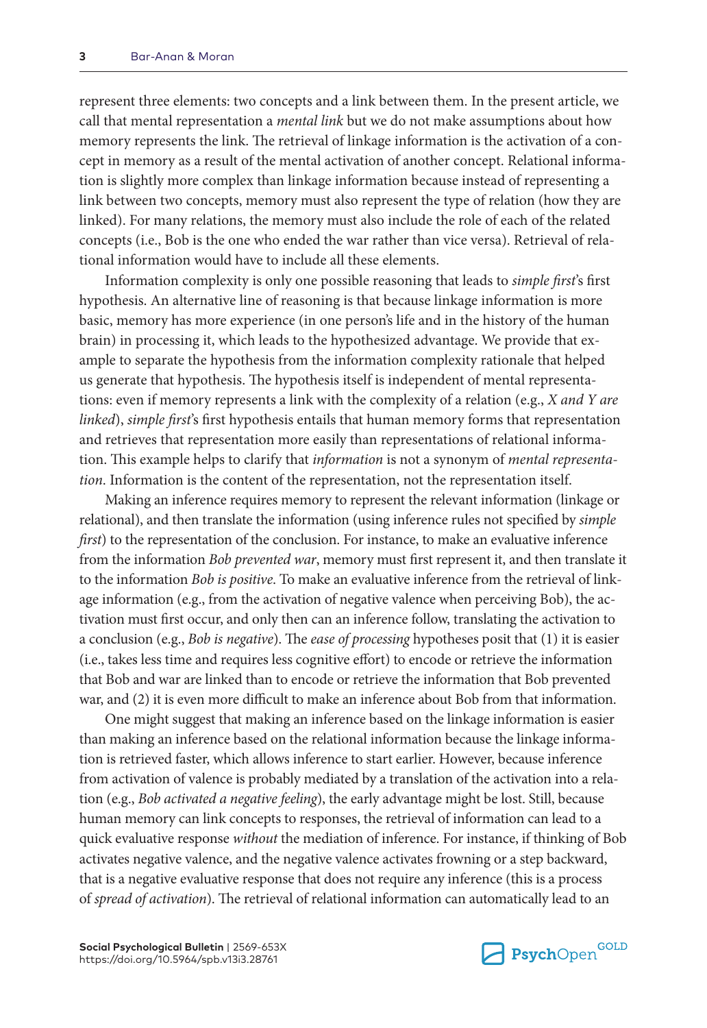represent three elements: two concepts and a link between them. In the present article, we call that mental representation a *mental link* but we do not make assumptions about how memory represents the link. The retrieval of linkage information is the activation of a concept in memory as a result of the mental activation of another concept. Relational information is slightly more complex than linkage information because instead of representing a link between two concepts, memory must also represent the type of relation (how they are linked). For many relations, the memory must also include the role of each of the related concepts (i.e., Bob is the one who ended the war rather than vice versa). Retrieval of relational information would have to include all these elements.

Information complexity is only one possible reasoning that leads to *simple first*'s first hypothesis. An alternative line of reasoning is that because linkage information is more basic, memory has more experience (in one person's life and in the history of the human brain) in processing it, which leads to the hypothesized advantage. We provide that example to separate the hypothesis from the information complexity rationale that helped us generate that hypothesis. The hypothesis itself is independent of mental representations: even if memory represents a link with the complexity of a relation (e.g., *X and Y are linked*), *simple first*'s first hypothesis entails that human memory forms that representation and retrieves that representation more easily than representations of relational information. This example helps to clarify that *information* is not a synonym of *mental representation*. Information is the content of the representation, not the representation itself.

Making an inference requires memory to represent the relevant information (linkage or relational), and then translate the information (using inference rules not specified by *simple first*) to the representation of the conclusion. For instance, to make an evaluative inference from the information *Bob prevented war*, memory must first represent it, and then translate it to the information *Bob is positive*. To make an evaluative inference from the retrieval of linkage information (e.g., from the activation of negative valence when perceiving Bob), the activation must first occur, and only then can an inference follow, translating the activation to a conclusion (e.g., *Bob is negative*). The *ease of processing* hypotheses posit that (1) it is easier (i.e., takes less time and requires less cognitive effort) to encode or retrieve the information that Bob and war are linked than to encode or retrieve the information that Bob prevented war, and (2) it is even more difficult to make an inference about Bob from that information.

One might suggest that making an inference based on the linkage information is easier than making an inference based on the relational information because the linkage information is retrieved faster, which allows inference to start earlier. However, because inference from activation of valence is probably mediated by a translation of the activation into a relation (e.g., *Bob activated a negative feeling*), the early advantage might be lost. Still, because human memory can link concepts to responses, the retrieval of information can lead to a quick evaluative response *without* the mediation of inference. For instance, if thinking of Bob activates negative valence, and the negative valence activates frowning or a step backward, that is a negative evaluative response that does not require any inference (this is a process of *spread of activation*). The retrieval of relational information can automatically lead to an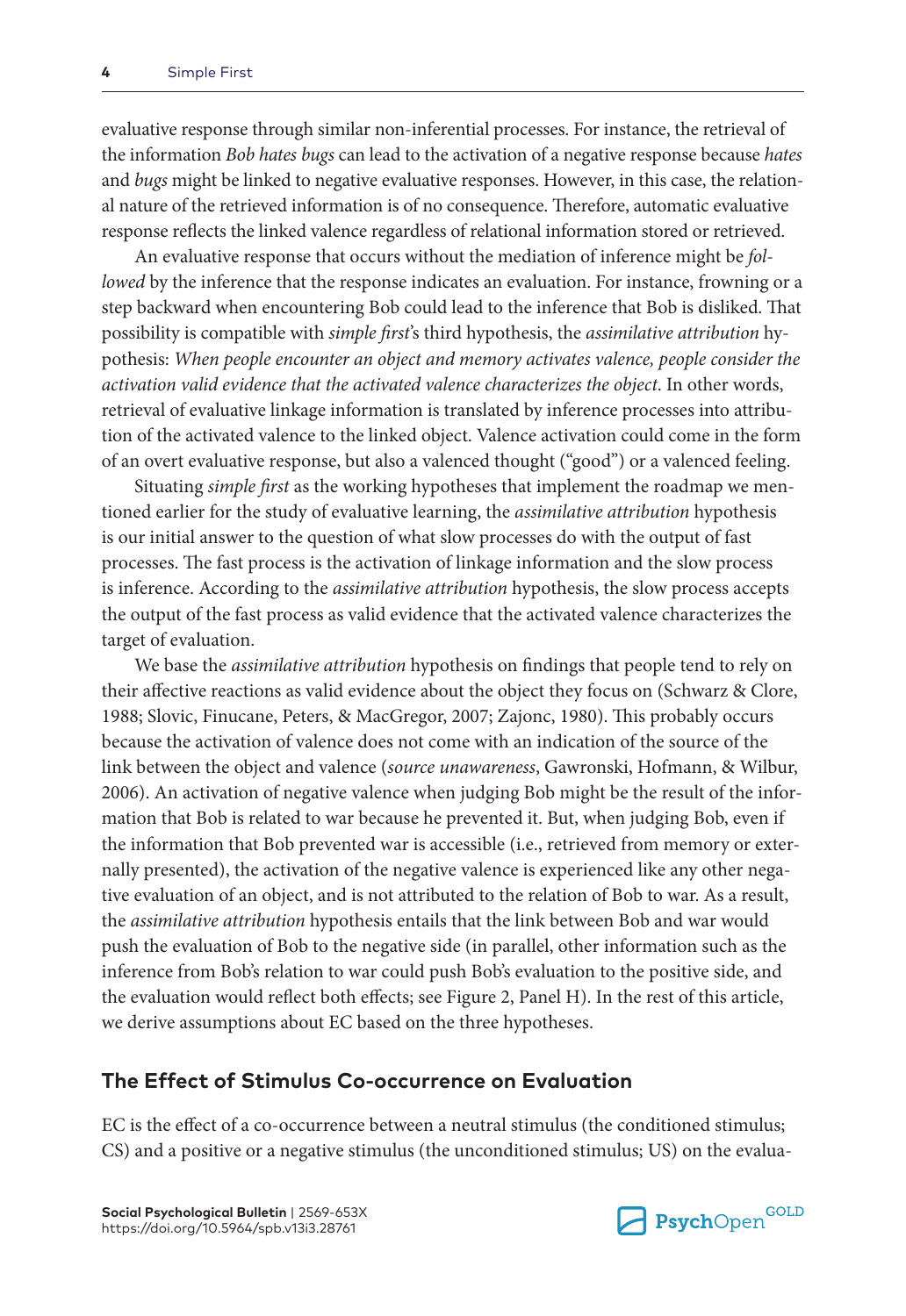evaluative response through similar non-inferential processes. For instance, the retrieval of the information *Bob hates bugs* can lead to the activation of a negative response because *hates* and *bugs* might be linked to negative evaluative responses. However, in this case, the relational nature of the retrieved information is of no consequence. Therefore, automatic evaluative response reflects the linked valence regardless of relational information stored or retrieved.

An evaluative response that occurs without the mediation of inference might be *followed* by the inference that the response indicates an evaluation. For instance, frowning or a step backward when encountering Bob could lead to the inference that Bob is disliked. That possibility is compatible with *simple first*'s third hypothesis, the *assimilative attribution* hypothesis: *When people encounter an object and memory activates valence, people consider the activation valid evidence that the activated valence characterizes the object*. In other words, retrieval of evaluative linkage information is translated by inference processes into attribution of the activated valence to the linked object. Valence activation could come in the form of an overt evaluative response, but also a valenced thought ("good") or a valenced feeling.

Situating *simple first* as the working hypotheses that implement the roadmap we mentioned earlier for the study of evaluative learning, the *assimilative attribution* hypothesis is our initial answer to the question of what slow processes do with the output of fast processes. The fast process is the activation of linkage information and the slow process is inference. According to the *assimilative attribution* hypothesis, the slow process accepts the output of the fast process as valid evidence that the activated valence characterizes the target of evaluation.

We base the *assimilative attribution* hypothesis on findings that people tend to rely on their affective reactions as valid evidence about the object they focus on (Schwarz & Clore, 1988; Slovic, Finucane, Peters, & MacGregor, 2007; Zajonc, 1980). This probably occurs because the activation of valence does not come with an indication of the source of the link between the object and valence (*source unawareness*, Gawronski, Hofmann, & Wilbur, 2006). An activation of negative valence when judging Bob might be the result of the information that Bob is related to war because he prevented it. But, when judging Bob, even if the information that Bob prevented war is accessible (i.e., retrieved from memory or externally presented), the activation of the negative valence is experienced like any other negative evaluation of an object, and is not attributed to the relation of Bob to war. As a result, the *assimilative attribution* hypothesis entails that the link between Bob and war would push the evaluation of Bob to the negative side (in parallel, other information such as the inference from Bob's relation to war could push Bob's evaluation to the positive side, and the evaluation would reflect both effects; see Figure 2, Panel H). In the rest of this article, we derive assumptions about EC based on the three hypotheses.

## The Effect of Stimulus Co-occurrence on Evaluation

EC is the effect of a co-occurrence between a neutral stimulus (the conditioned stimulus; CS) and a positive or a negative stimulus (the unconditioned stimulus; US) on the evalua-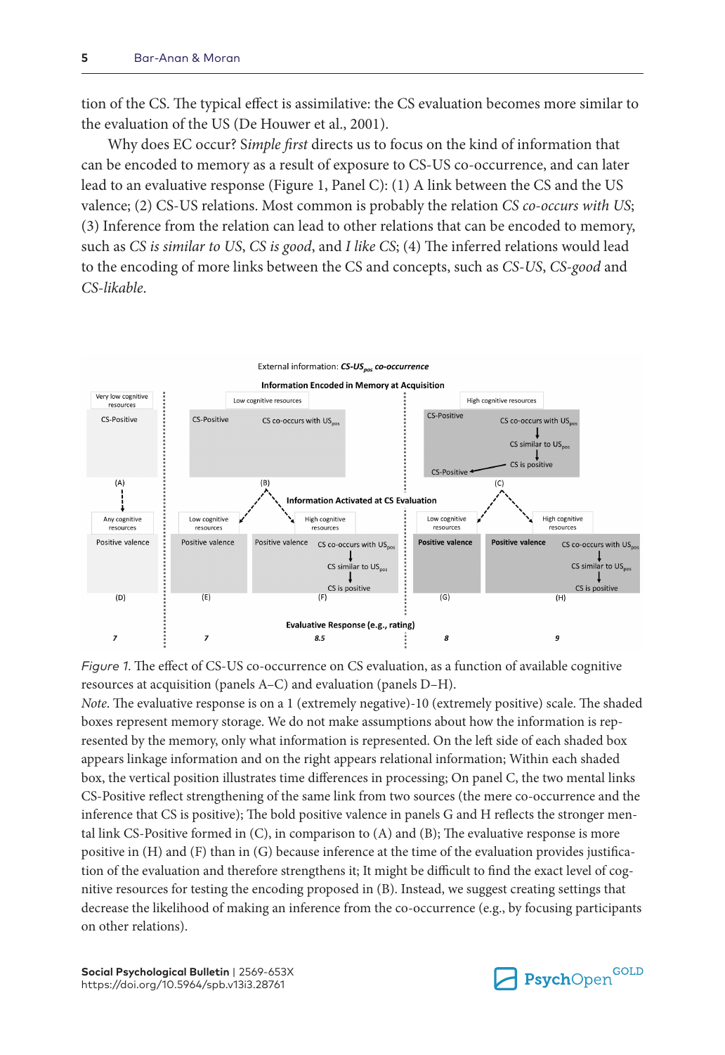tion of the CS. The typical effect is assimilative: the CS evaluation becomes more similar to the evaluation of the US (De Houwer et al., 2001).

Why does EC occur? S*imple first* directs us to focus on the kind of information that can be encoded to memory as a result of exposure to CS-US co-occurrence, and can later lead to an evaluative response (Figure 1, Panel C): (1) A link between the CS and the US valence; (2) CS-US relations. Most common is probably the relation *CS co-occurs with US*; (3) Inference from the relation can lead to other relations that can be encoded to memory, such as *CS is similar to US*, *CS is good*, and *I like CS*; (4) The inferred relations would lead to the encoding of more links between the CS and concepts, such as *CS-US*, *CS-good* and *CS-likable*.

*Figure 1.* The effect of CS-US co-occurrence on CS evaluation, as a function of available cognitive resources at acquisition (panels A–C) and evaluation (panels D–H).

*Note.* The evaluative response is on a 1 (extremely negative)-10 (extremely positive) scale. The shaded boxes represent memory storage. We do not make assumptions about how the information is represented by the memory, only what information is represented. On the left side of each shaded box appears linkage information and on the right appears relational information; Within each shaded box, the vertical position illustrates time differences in processing; On panel C, the two mental links CS-Positive reflect strengthening of the same link from two sources (the mere co-occurrence and the inference that CS is positive); The bold positive valence in panels G and H reflects the stronger mental link CS-Positive formed in (C), in comparison to (A) and (B); The evaluative response is more positive in (H) and (F) than in (G) because inference at the time of the evaluation provides justification of the evaluation and therefore strengthens it; It might be difficult to find the exact level of cognitive resources for testing the encoding proposed in (B). Instead, we suggest creating settings that decrease the likelihood of making an inference from the co-occurrence (e.g., by focusing participants on other relations).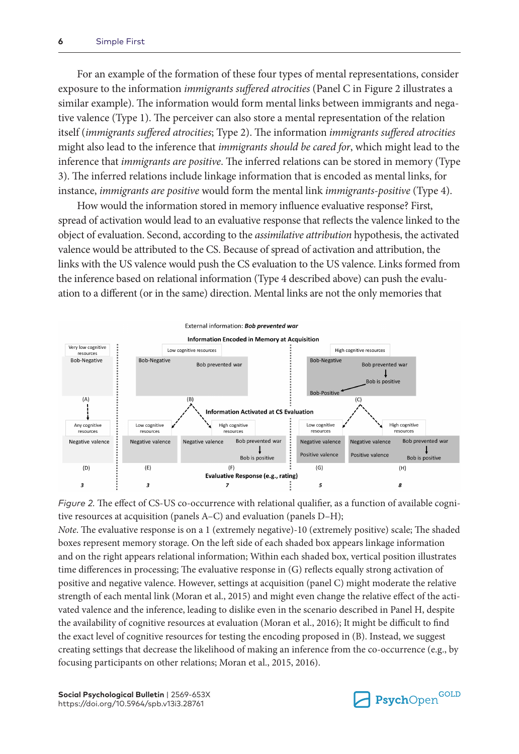For an example of the formation of these four types of mental representations, consider exposure to the information *immigrants suffered atrocities* (Panel C in Figure 2 illustrates a similar example). The information would form mental links between immigrants and negative valence (Type 1). The perceiver can also store a mental representation of the relation itself (*immigrants suffered atrocities*; Type 2). The information *immigrants suffered atrocities* might also lead to the inference that *immigrants should be cared for*, which might lead to the inference that *immigrants are positive*. The inferred relations can be stored in memory (Type 3). The inferred relations include linkage information that is encoded as mental links, for instance, *immigrants are positive* would form the mental link *immigrants-positive* (Type 4).

How would the information stored in memory influence evaluative response? First, spread of activation would lead to an evaluative response that reflects the valence linked to the object of evaluation. Second, according to the *assimilative attribution* hypothesis, the activated valence would be attributed to the CS. Because of spread of activation and attribution, the links with the US valence would push the CS evaluation to the US valence. Links formed from the inference based on relational information (Type 4 described above) can push the evaluation to a different (or in the same) direction. Mental links are not the only memories that

*Figure 2.* The effect of CS-US co-occurrence with relational qualifier, as a function of available cognitive resources at acquisition (panels A–C) and evaluation (panels D–H);

*Note.* The evaluative response is on a 1 (extremely negative)-10 (extremely positive) scale; The shaded boxes represent memory storage. On the left side of each shaded box appears linkage information and on the right appears relational information; Within each shaded box, vertical position illustrates time differences in processing; The evaluative response in (G) reflects equally strong activation of positive and negative valence. However, settings at acquisition (panel C) might moderate the relative strength of each mental link (Moran et al., 2015) and might even change the relative effect of the activated valence and the inference, leading to dislike even in the scenario described in Panel H, despite the availability of cognitive resources at evaluation (Moran et al., 2016); It might be difficult to find the exact level of cognitive resources for testing the encoding proposed in (B). Instead, we suggest creating settings that decrease the likelihood of making an inference from the co-occurrence (e.g., by focusing participants on other relations; Moran et al., 2015, 2016).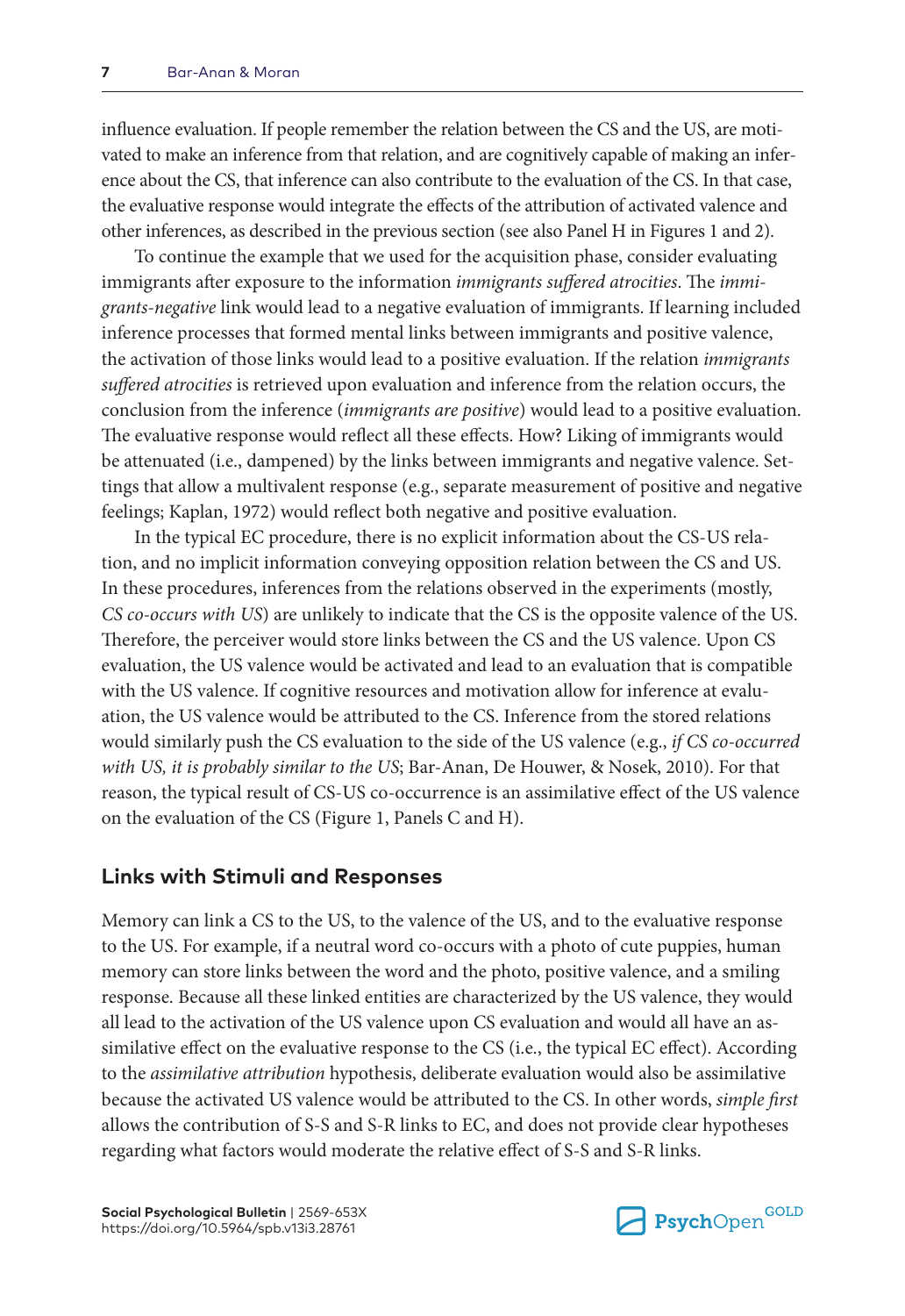influence evaluation. If people remember the relation between the CS and the US, are motivated to make an inference from that relation, and are cognitively capable of making an inference about the CS, that inference can also contribute to the evaluation of the CS. In that case, the evaluative response would integrate the effects of the attribution of activated valence and other inferences, as described in the previous section (see also Panel H in Figures 1 and 2).

To continue the example that we used for the acquisition phase, consider evaluating immigrants after exposure to the information *immigrants suffered atrocities*. The *immigrants-negative* link would lead to a negative evaluation of immigrants. If learning included inference processes that formed mental links between immigrants and positive valence, the activation of those links would lead to a positive evaluation. If the relation *immigrants suffered atrocities* is retrieved upon evaluation and inference from the relation occurs, the conclusion from the inference (*immigrants are positive*) would lead to a positive evaluation. The evaluative response would reflect all these effects. How? Liking of immigrants would be attenuated (i.e., dampened) by the links between immigrants and negative valence. Settings that allow a multivalent response (e.g., separate measurement of positive and negative feelings; Kaplan, 1972) would reflect both negative and positive evaluation.

In the typical EC procedure, there is no explicit information about the CS-US relation, and no implicit information conveying opposition relation between the CS and US. In these procedures, inferences from the relations observed in the experiments (mostly, *CS co-occurs with US*) are unlikely to indicate that the CS is the opposite valence of the US. Therefore, the perceiver would store links between the CS and the US valence. Upon CS evaluation, the US valence would be activated and lead to an evaluation that is compatible with the US valence. If cognitive resources and motivation allow for inference at evaluation, the US valence would be attributed to the CS. Inference from the stored relations would similarly push the CS evaluation to the side of the US valence (e.g., *if CS co-occurred with US, it is probably similar to the US*; Bar-Anan, De Houwer, & Nosek, 2010). For that reason, the typical result of CS-US co-occurrence is an assimilative effect of the US valence on the evaluation of the CS (Figure 1, Panels C and H).

## Links with Stimuli and Responses

Memory can link a CS to the US, to the valence of the US, and to the evaluative response to the US. For example, if a neutral word co-occurs with a photo of cute puppies, human memory can store links between the word and the photo, positive valence, and a smiling response. Because all these linked entities are characterized by the US valence, they would all lead to the activation of the US valence upon CS evaluation and would all have an assimilative effect on the evaluative response to the CS (i.e., the typical EC effect). According to the *assimilative attribution* hypothesis, deliberate evaluation would also be assimilative because the activated US valence would be attributed to the CS. In other words, *simple first* allows the contribution of S-S and S-R links to EC, and does not provide clear hypotheses regarding what factors would moderate the relative effect of S-S and S-R links.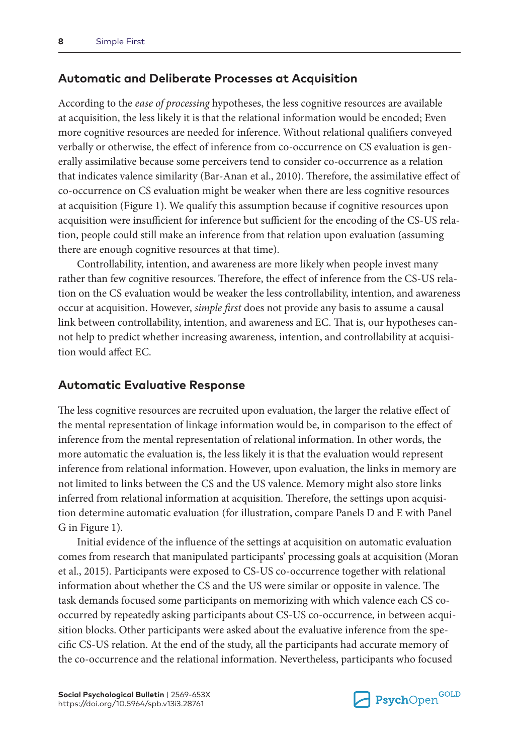## Automatic and Deliberate Processes at Acquisition

According to the *ease of processing* hypotheses, the less cognitive resources are available at acquisition, the less likely it is that the relational information would be encoded; Even more cognitive resources are needed for inference. Without relational qualifiers conveyed verbally or otherwise, the effect of inference from co-occurrence on CS evaluation is generally assimilative because some perceivers tend to consider co-occurrence as a relation that indicates valence similarity (Bar-Anan et al., 2010). Therefore, the assimilative effect of co-occurrence on CS evaluation might be weaker when there are less cognitive resources at acquisition (Figure 1). We qualify this assumption because if cognitive resources upon acquisition were insufficient for inference but sufficient for the encoding of the CS-US relation, people could still make an inference from that relation upon evaluation (assuming there are enough cognitive resources at that time).

Controllability, intention, and awareness are more likely when people invest many rather than few cognitive resources. Therefore, the effect of inference from the CS-US relation on the CS evaluation would be weaker the less controllability, intention, and awareness occur at acquisition. However, *simple first* does not provide any basis to assume a causal link between controllability, intention, and awareness and EC. That is, our hypotheses cannot help to predict whether increasing awareness, intention, and controllability at acquisition would affect EC.

## Automatic Evaluative Response

The less cognitive resources are recruited upon evaluation, the larger the relative effect of the mental representation of linkage information would be, in comparison to the effect of inference from the mental representation of relational information. In other words, the more automatic the evaluation is, the less likely it is that the evaluation would represent inference from relational information. However, upon evaluation, the links in memory are not limited to links between the CS and the US valence. Memory might also store links inferred from relational information at acquisition. Therefore, the settings upon acquisition determine automatic evaluation (for illustration, compare Panels D and E with Panel G in Figure 1).

Initial evidence of the influence of the settings at acquisition on automatic evaluation comes from research that manipulated participants' processing goals at acquisition (Moran et al., 2015). Participants were exposed to CS-US co-occurrence together with relational information about whether the CS and the US were similar or opposite in valence. The task demands focused some participants on memorizing with which valence each CS co-occurred by repeatedly asking participants about CS-US co-occurrence, in between acquisition blocks. Other participants were asked about the evaluative inference from the specific CS-US relation. At the end of the study, all the participants had accurate memory of the co-occurrence and the relational information. Nevertheless, participants who focused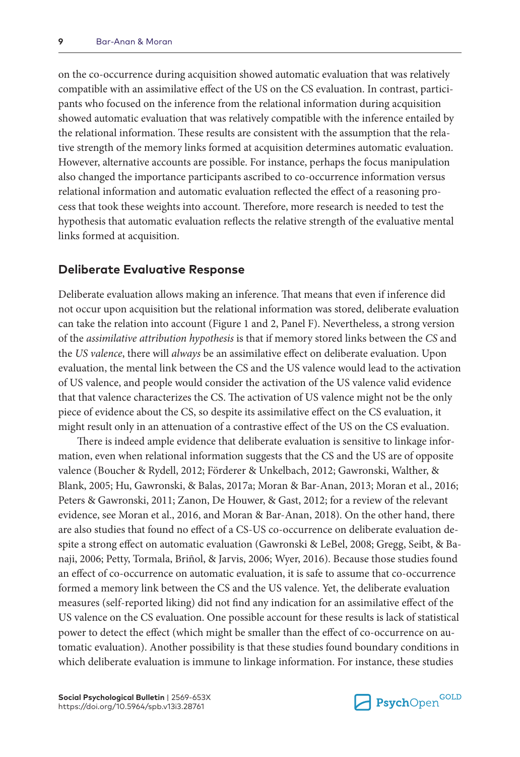on the co-occurrence during acquisition showed automatic evaluation that was relatively compatible with an assimilative effect of the US on the CS evaluation. In contrast, participants who focused on the inference from the relational information during acquisition showed automatic evaluation that was relatively compatible with the inference entailed by the relational information. These results are consistent with the assumption that the relative strength of the memory links formed at acquisition determines automatic evaluation. However, alternative accounts are possible. For instance, perhaps the focus manipulation also changed the importance participants ascribed to co-occurrence information versus relational information and automatic evaluation reflected the effect of a reasoning process that took these weights into account. Therefore, more research is needed to test the hypothesis that automatic evaluation reflects the relative strength of the evaluative mental links formed at acquisition.

## Deliberate Evaluative Response

Deliberate evaluation allows making an inference. That means that even if inference did not occur upon acquisition but the relational information was stored, deliberate evaluation can take the relation into account (Figure 1 and 2, Panel F). Nevertheless, a strong version of the *assimilative attribution hypothesis* is that if memory stored links between the *CS* and the *US valence*, there will *always* be an assimilative effect on deliberate evaluation. Upon evaluation, the mental link between the CS and the US valence would lead to the activation of US valence, and people would consider the activation of the US valence valid evidence that that valence characterizes the CS. The activation of US valence might not be the only piece of evidence about the CS, so despite its assimilative effect on the CS evaluation, it might result only in an attenuation of a contrastive effect of the US on the CS evaluation.

There is indeed ample evidence that deliberate evaluation is sensitive to linkage information, even when relational information suggests that the CS and the US are of opposite valence (Boucher & Rydell, 2012; Förderer & Unkelbach, 2012; Gawronski, Walther, & Blank, 2005; Hu, Gawronski, & Balas, 2017a; Moran & Bar-Anan, 2013; Moran et al., 2016; Peters & Gawronski, 2011; Zanon, De Houwer, & Gast, 2012; for a review of the relevant evidence, see Moran et al., 2016, and Moran & Bar-Anan, 2018). On the other hand, there are also studies that found no effect of a CS-US co-occurrence on deliberate evaluation despite a strong effect on automatic evaluation (Gawronski & LeBel, 2008; Gregg, Seibt, & Banaji, 2006; Petty, Tormala, Briñol, & Jarvis, 2006; Wyer, 2016). Because those studies found an effect of co-occurrence on automatic evaluation, it is safe to assume that co-occurrence formed a memory link between the CS and the US valence. Yet, the deliberate evaluation measures (self-reported liking) did not find any indication for an assimilative effect of the US valence on the CS evaluation. One possible account for these results is lack of statistical power to detect the effect (which might be smaller than the effect of co-occurrence on automatic evaluation). Another possibility is that these studies found boundary conditions in which deliberate evaluation is immune to linkage information. For instance, these studies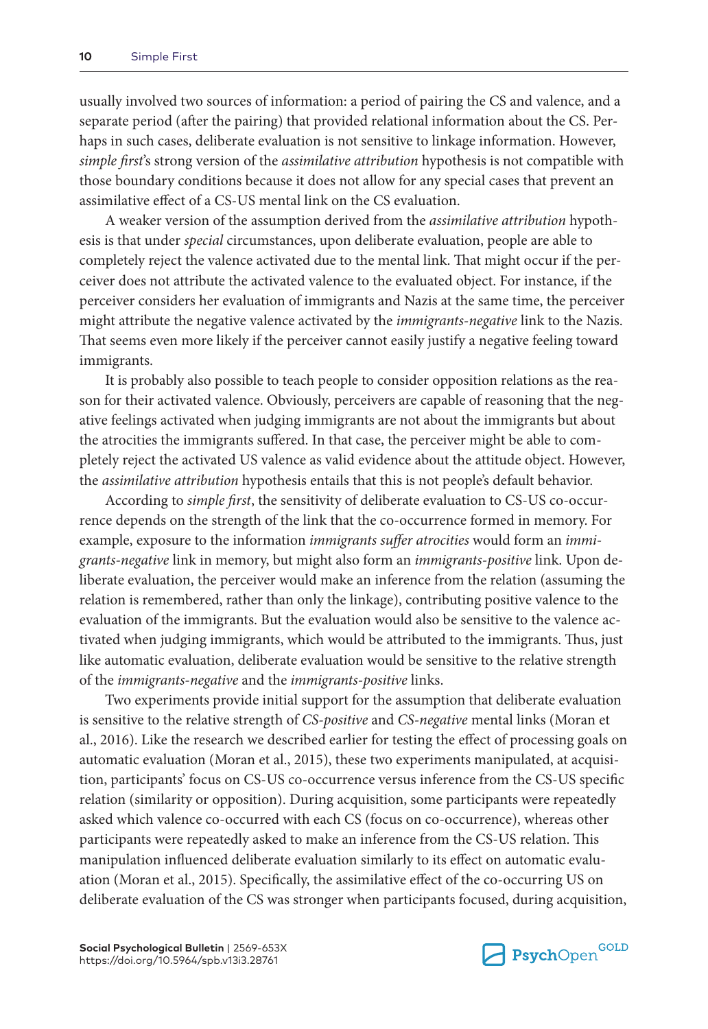usually involved two sources of information: a period of pairing the CS and valence, and a separate period (after the pairing) that provided relational information about the CS. Perhaps in such cases, deliberate evaluation is not sensitive to linkage information. However, *simple first*'s strong version of the *assimilative attribution* hypothesis is not compatible with those boundary conditions because it does not allow for any special cases that prevent an assimilative effect of a CS-US mental link on the CS evaluation.

A weaker version of the assumption derived from the *assimilative attribution* hypothesis is that under *special* circumstances, upon deliberate evaluation, people are able to completely reject the valence activated due to the mental link. That might occur if the perceiver does not attribute the activated valence to the evaluated object. For instance, if the perceiver considers her evaluation of immigrants and Nazis at the same time, the perceiver might attribute the negative valence activated by the *immigrants-negative* link to the Nazis. That seems even more likely if the perceiver cannot easily justify a negative feeling toward immigrants.

It is probably also possible to teach people to consider opposition relations as the reason for their activated valence. Obviously, perceivers are capable of reasoning that the negative feelings activated when judging immigrants are not about the immigrants but about the atrocities the immigrants suffered. In that case, the perceiver might be able to completely reject the activated US valence as valid evidence about the attitude object. However, the *assimilative attribution* hypothesis entails that this is not people's default behavior.

According to *simple first*, the sensitivity of deliberate evaluation to CS-US co-occurrence depends on the strength of the link that the co-occurrence formed in memory. For example, exposure to the information *immigrants suffer atrocities* would form an *immigrants-negative* link in memory, but might also form an *immigrants-positive* link. Upon deliberate evaluation, the perceiver would make an inference from the relation (assuming the relation is remembered, rather than only the linkage), contributing positive valence to the evaluation of the immigrants. But the evaluation would also be sensitive to the valence activated when judging immigrants, which would be attributed to the immigrants. Thus, just like automatic evaluation, deliberate evaluation would be sensitive to the relative strength of the *immigrants-negative* and the *immigrants-positive* links.

Two experiments provide initial support for the assumption that deliberate evaluation is sensitive to the relative strength of *CS-positive* and *CS-negative* mental links (Moran et al., 2016). Like the research we described earlier for testing the effect of processing goals on automatic evaluation (Moran et al., 2015), these two experiments manipulated, at acquisition, participants' focus on CS-US co-occurrence versus inference from the CS-US specific relation (similarity or opposition). During acquisition, some participants were repeatedly asked which valence co-occurred with each CS (focus on co-occurrence), whereas other participants were repeatedly asked to make an inference from the CS-US relation. This manipulation influenced deliberate evaluation similarly to its effect on automatic evaluation (Moran et al., 2015). Specifically, the assimilative effect of the co-occurring US on deliberate evaluation of the CS was stronger when participants focused, during acquisition,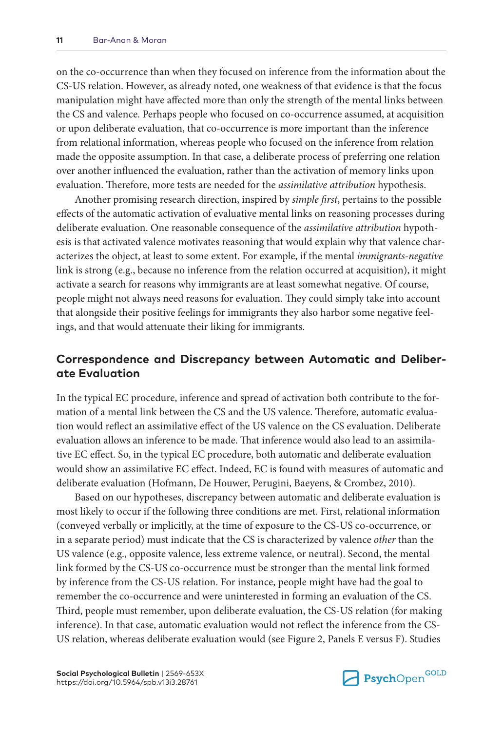on the co-occurrence than when they focused on inference from the information about the CS-US relation. However, as already noted, one weakness of that evidence is that the focus manipulation might have affected more than only the strength of the mental links between the CS and valence. Perhaps people who focused on co-occurrence assumed, at acquisition or upon deliberate evaluation, that co-occurrence is more important than the inference from relational information, whereas people who focused on the inference from relation made the opposite assumption. In that case, a deliberate process of preferring one relation over another influenced the evaluation, rather than the activation of memory links upon evaluation. Therefore, more tests are needed for the *assimilative attribution* hypothesis.

Another promising research direction, inspired by *simple first*, pertains to the possible effects of the automatic activation of evaluative mental links on reasoning processes during deliberate evaluation. One reasonable consequence of the *assimilative attribution* hypothesis is that activated valence motivates reasoning that would explain why that valence characterizes the object, at least to some extent. For example, if the mental *immigrants-negative* link is strong (e.g., because no inference from the relation occurred at acquisition), it might activate a search for reasons why immigrants are at least somewhat negative. Of course, people might not always need reasons for evaluation. They could simply take into account that alongside their positive feelings for immigrants they also harbor some negative feelings, and that would attenuate their liking for immigrants.

## Correspondence and Discrepancy between Automatic and Deliberate Evaluation

In the typical EC procedure, inference and spread of activation both contribute to the formation of a mental link between the CS and the US valence. Therefore, automatic evaluation would reflect an assimilative effect of the US valence on the CS evaluation. Deliberate evaluation allows an inference to be made. That inference would also lead to an assimilative EC effect. So, in the typical EC procedure, both automatic and deliberate evaluation would show an assimilative EC effect. Indeed, EC is found with measures of automatic and deliberate evaluation (Hofmann, De Houwer, Perugini, Baeyens, & Crombez, 2010).

Based on our hypotheses, discrepancy between automatic and deliberate evaluation is most likely to occur if the following three conditions are met. First, relational information (conveyed verbally or implicitly, at the time of exposure to the CS-US co-occurrence, or in a separate period) must indicate that the CS is characterized by valence *other* than the US valence (e.g., opposite valence, less extreme valence, or neutral). Second, the mental link formed by the CS-US co-occurrence must be stronger than the mental link formed by inference from the CS-US relation. For instance, people might have had the goal to remember the co-occurrence and were uninterested in forming an evaluation of the CS. Third, people must remember, upon deliberate evaluation, the CS-US relation (for making inference). In that case, automatic evaluation would not reflect the inference from the CS-US relation, whereas deliberate evaluation would (see Figure 2, Panels E versus F). Studies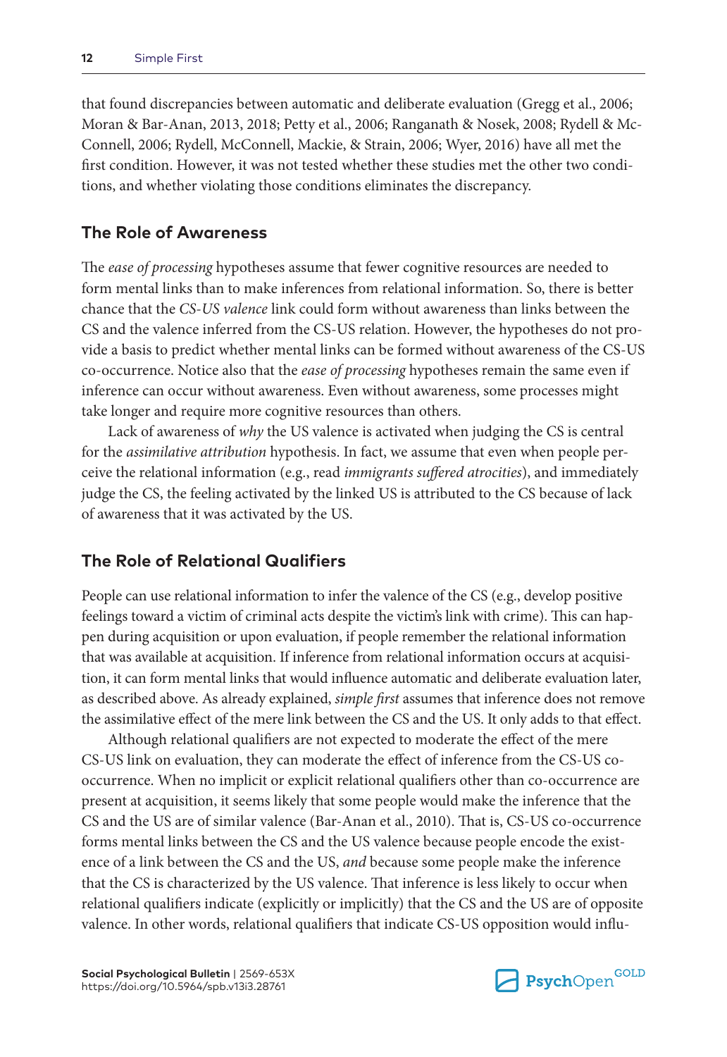that found discrepancies between automatic and deliberate evaluation (Gregg et al., 2006; Moran & Bar-Anan, 2013, 2018; Petty et al., 2006; Ranganath & Nosek, 2008; Rydell & McConnell, 2006; Rydell, McConnell, Mackie, & Strain, 2006; Wyer, 2016) have all met the first condition. However, it was not tested whether these studies met the other two conditions, and whether violating those conditions eliminates the discrepancy.

## The Role of Awareness

The *ease of processing* hypotheses assume that fewer cognitive resources are needed to form mental links than to make inferences from relational information. So, there is better chance that the *CS-US valence* link could form without awareness than links between the CS and the valence inferred from the CS-US relation. However, the hypotheses do not provide a basis to predict whether mental links can be formed without awareness of the CS-US co-occurrence. Notice also that the *ease of processing* hypotheses remain the same even if inference can occur without awareness. Even without awareness, some processes might take longer and require more cognitive resources than others.

Lack of awareness of *why* the US valence is activated when judging the CS is central for the *assimilative attribution* hypothesis. In fact, we assume that even when people perceive the relational information (e.g., read *immigrants suffered atrocities*), and immediately judge the CS, the feeling activated by the linked US is attributed to the CS because of lack of awareness that it was activated by the US.

## The Role of Relational Qualifiers

People can use relational information to infer the valence of the CS (e.g., develop positive feelings toward a victim of criminal acts despite the victim's link with crime). This can happen during acquisition or upon evaluation, if people remember the relational information that was available at acquisition. If inference from relational information occurs at acquisition, it can form mental links that would influence automatic and deliberate evaluation later, as described above. As already explained, *simple first* assumes that inference does not remove the assimilative effect of the mere link between the CS and the US. It only adds to that effect.

Although relational qualifiers are not expected to moderate the effect of the mere CS-US link on evaluation, they can moderate the effect of inference from the CS-US co-occurrence. When no implicit or explicit relational qualifiers other than co-occurrence are present at acquisition, it seems likely that some people would make the inference that the CS and the US are of similar valence (Bar-Anan et al., 2010). That is, CS-US co-occurrence forms mental links between the CS and the US valence because people encode the existence of a link between the CS and the US, *and* because some people make the inference that the CS is characterized by the US valence. That inference is less likely to occur when relational qualifiers indicate (explicitly or implicitly) that the CS and the US are of opposite valence. In other words, relational qualifiers that indicate CS-US opposition would influ-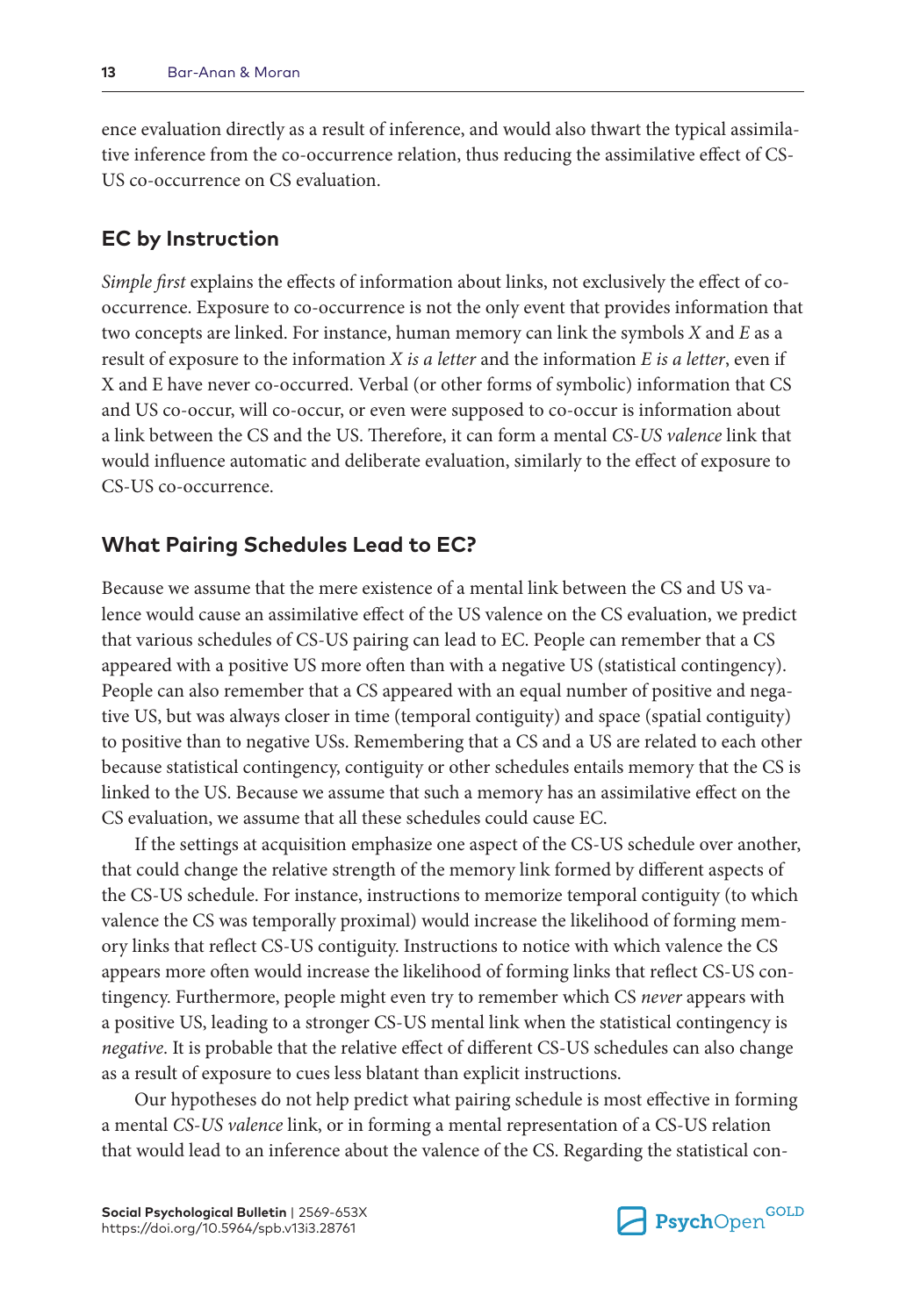ence evaluation directly as a result of inference, and would also thwart the typical assimilative inference from the co-occurrence relation, thus reducing the assimilative effect of CS-US co-occurrence on CS evaluation.

## EC by Instruction

*Simple first* explains the effects of information about links, not exclusively the effect of co-occurrence. Exposure to co-occurrence is not the only event that provides information that two concepts are linked. For instance, human memory can link the symbols *X* and *E* as a result of exposure to the information *X is a letter* and the information *E is a letter*, even if X and E have never co-occurred. Verbal (or other forms of symbolic) information that CS and US co-occur, will co-occur, or even were supposed to co-occur is information about a link between the CS and the US. Therefore, it can form a mental *CS-US valence* link that would influence automatic and deliberate evaluation, similarly to the effect of exposure to CS-US co-occurrence.

## What Pairing Schedules Lead to EC?

Because we assume that the mere existence of a mental link between the CS and US valence would cause an assimilative effect of the US valence on the CS evaluation, we predict that various schedules of CS-US pairing can lead to EC. People can remember that a CS appeared with a positive US more often than with a negative US (statistical contingency). People can also remember that a CS appeared with an equal number of positive and negative US, but was always closer in time (temporal contiguity) and space (spatial contiguity) to positive than to negative USs. Remembering that a CS and a US are related to each other because statistical contingency, contiguity or other schedules entails memory that the CS is linked to the US. Because we assume that such a memory has an assimilative effect on the CS evaluation, we assume that all these schedules could cause EC.

If the settings at acquisition emphasize one aspect of the CS-US schedule over another, that could change the relative strength of the memory link formed by different aspects of the CS-US schedule. For instance, instructions to memorize temporal contiguity (to which valence the CS was temporally proximal) would increase the likelihood of forming memory links that reflect CS-US contiguity. Instructions to notice with which valence the CS appears more often would increase the likelihood of forming links that reflect CS-US contingency. Furthermore, people might even try to remember which CS *never* appears with a positive US, leading to a stronger CS-US mental link when the statistical contingency is *negative*. It is probable that the relative effect of different CS-US schedules can also change as a result of exposure to cues less blatant than explicit instructions.

Our hypotheses do not help predict what pairing schedule is most effective in forming a mental *CS-US valence* link, or in forming a mental representation of a CS-US relation that would lead to an inference about the valence of the CS. Regarding the statistical con-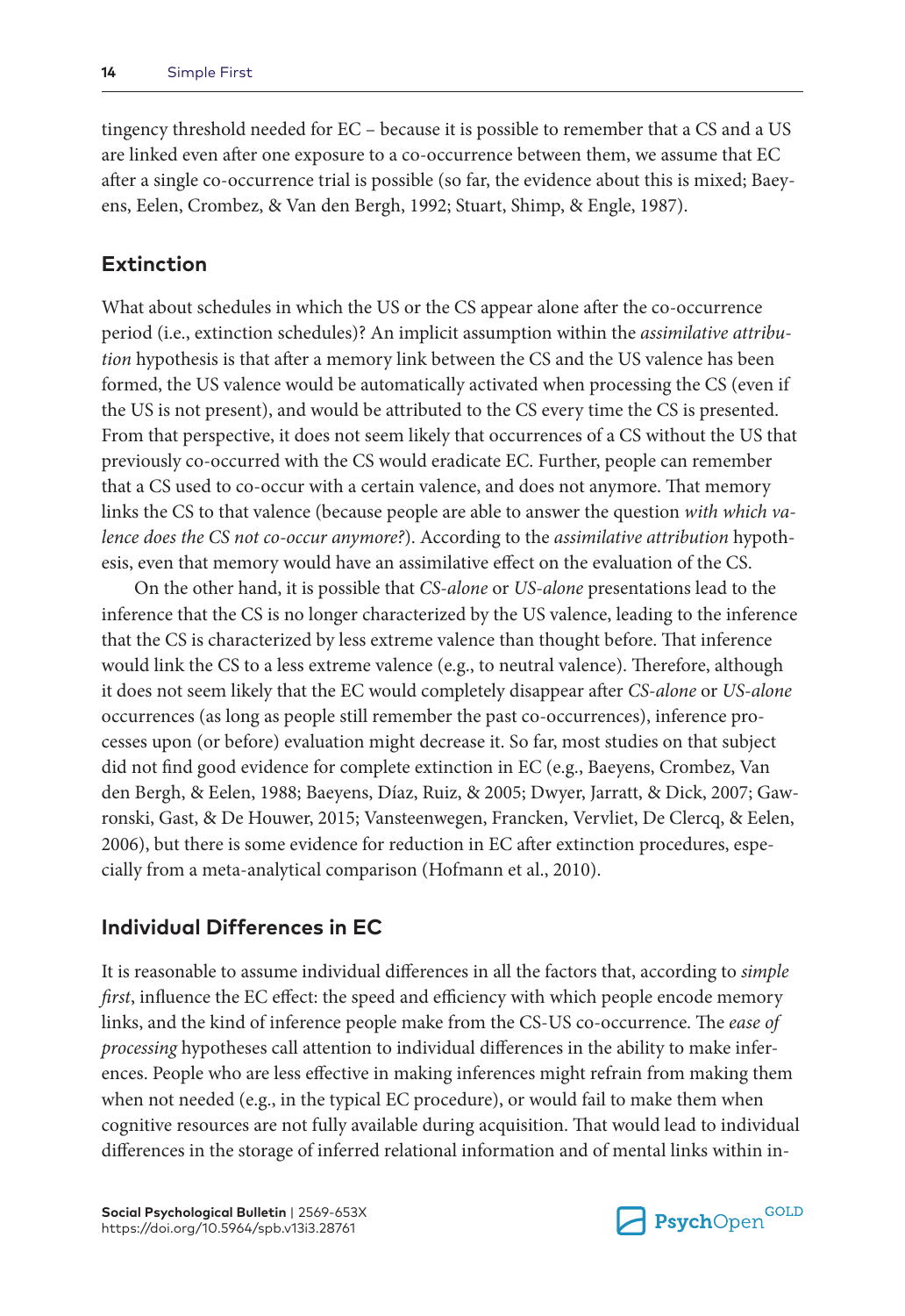tingency threshold needed for EC – because it is possible to remember that a CS and a US are linked even after one exposure to a co-occurrence between them, we assume that EC after a single co-occurrence trial is possible (so far, the evidence about this is mixed; Baeyens, Eelen, Crombez, & Van den Bergh, 1992; Stuart, Shimp, & Engle, 1987).

## Extinction

What about schedules in which the US or the CS appear alone after the co-occurrence period (i.e., extinction schedules)? An implicit assumption within the *assimilative attribution* hypothesis is that after a memory link between the CS and the US valence has been formed, the US valence would be automatically activated when processing the CS (even if the US is not present), and would be attributed to the CS every time the CS is presented. From that perspective, it does not seem likely that occurrences of a CS without the US that previously co-occurred with the CS would eradicate EC. Further, people can remember that a CS used to co-occur with a certain valence, and does not anymore. That memory links the CS to that valence (because people are able to answer the question *with which valence does the CS not co-occur anymore?*). According to the *assimilative attribution* hypothesis, even that memory would have an assimilative effect on the evaluation of the CS.

On the other hand, it is possible that *CS-alone* or *US-alone* presentations lead to the inference that the CS is no longer characterized by the US valence, leading to the inference that the CS is characterized by less extreme valence than thought before. That inference would link the CS to a less extreme valence (e.g., to neutral valence). Therefore, although it does not seem likely that the EC would completely disappear after *CS-alone* or *US-alone* occurrences (as long as people still remember the past co-occurrences), inference processes upon (or before) evaluation might decrease it. So far, most studies on that subject did not find good evidence for complete extinction in EC (e.g., Baeyens, Crombez, Van den Bergh, & Eelen, 1988; Baeyens, Díaz, Ruiz, & 2005; Dwyer, Jarratt, & Dick, 2007; Gawronski, Gast, & De Houwer, 2015; Vansteenwegen, Francken, Vervliet, De Clercq, & Eelen, 2006), but there is some evidence for reduction in EC after extinction procedures, especially from a meta-analytical comparison (Hofmann et al., 2010).

## Individual Differences in EC

It is reasonable to assume individual differences in all the factors that, according to *simple first*, influence the EC effect: the speed and efficiency with which people encode memory links, and the kind of inference people make from the CS-US co-occurrence. The *ease of processing* hypotheses call attention to individual differences in the ability to make inferences. People who are less effective in making inferences might refrain from making them when not needed (e.g., in the typical EC procedure), or would fail to make them when cognitive resources are not fully available during acquisition. That would lead to individual differences in the storage of inferred relational information and of mental links within in-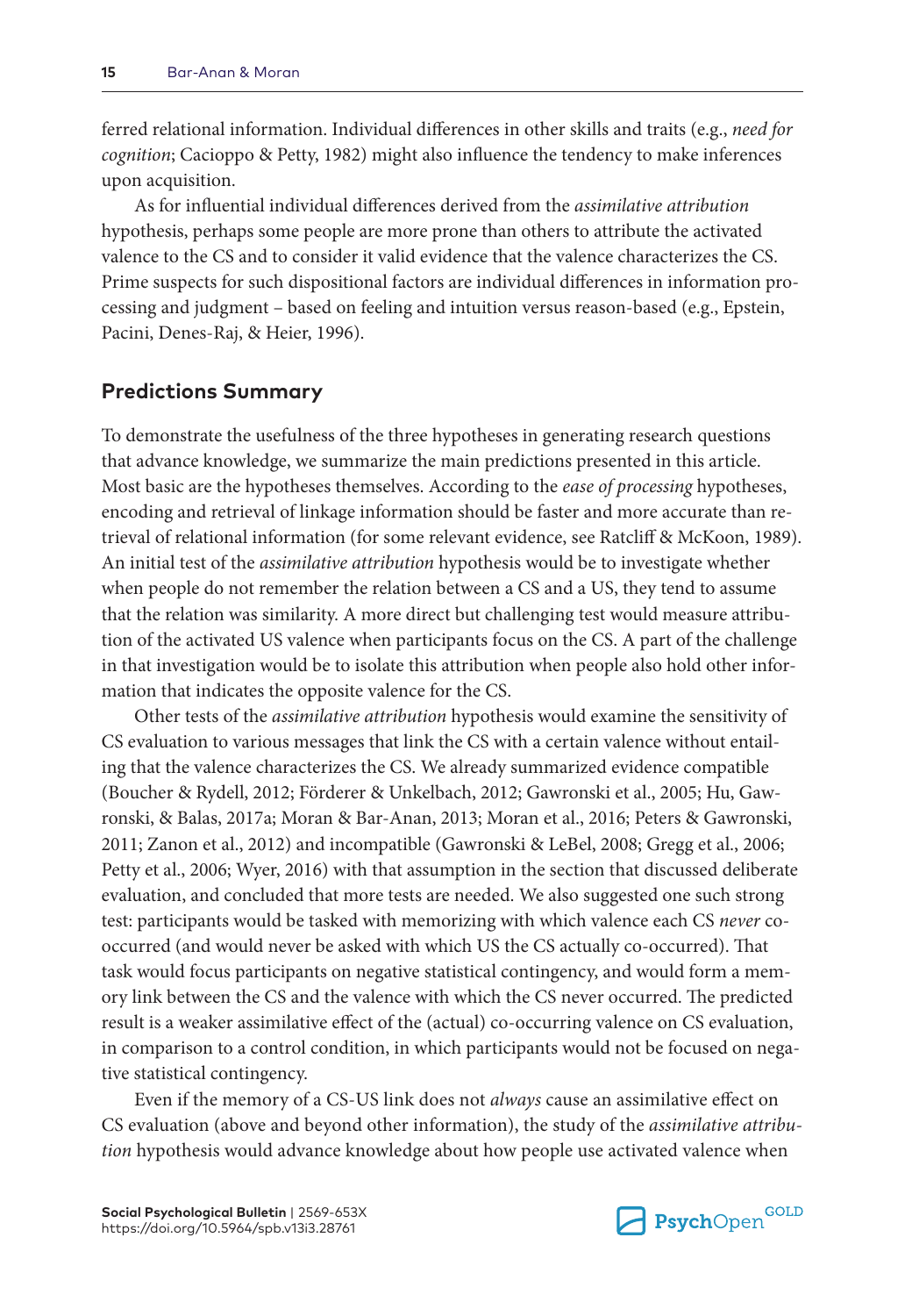ferred relational information. Individual differences in other skills and traits (e.g., *need for cognition*; Cacioppo & Petty, 1982) might also influence the tendency to make inferences upon acquisition.

As for influential individual differences derived from the *assimilative attribution* hypothesis, perhaps some people are more prone than others to attribute the activated valence to the CS and to consider it valid evidence that the valence characterizes the CS. Prime suspects for such dispositional factors are individual differences in information processing and judgment – based on feeling and intuition versus reason-based (e.g., Epstein, Pacini, Denes-Raj, & Heier, 1996).

## Predictions Summary

To demonstrate the usefulness of the three hypotheses in generating research questions that advance knowledge, we summarize the main predictions presented in this article. Most basic are the hypotheses themselves. According to the *ease of processing* hypotheses, encoding and retrieval of linkage information should be faster and more accurate than retrieval of relational information (for some relevant evidence, see Ratcliff & McKoon, 1989). An initial test of the *assimilative attribution* hypothesis would be to investigate whether when people do not remember the relation between a CS and a US, they tend to assume that the relation was similarity. A more direct but challenging test would measure attribution of the activated US valence when participants focus on the CS. A part of the challenge in that investigation would be to isolate this attribution when people also hold other information that indicates the opposite valence for the CS.

Other tests of the *assimilative attribution* hypothesis would examine the sensitivity of CS evaluation to various messages that link the CS with a certain valence without entailing that the valence characterizes the CS. We already summarized evidence compatible (Boucher & Rydell, 2012; Förderer & Unkelbach, 2012; Gawronski et al., 2005; Hu, Gawronski, & Balas, 2017a; Moran & Bar-Anan, 2013; Moran et al., 2016; Peters & Gawronski, 2011; Zanon et al., 2012) and incompatible (Gawronski & LeBel, 2008; Gregg et al., 2006; Petty et al., 2006; Wyer, 2016) with that assumption in the section that discussed deliberate evaluation, and concluded that more tests are needed. We also suggested one such strong test: participants would be tasked with memorizing with which valence each CS *never* co-occurred (and would never be asked with which US the CS actually co-occurred). That task would focus participants on negative statistical contingency, and would form a memory link between the CS and the valence with which the CS never occurred. The predicted result is a weaker assimilative effect of the (actual) co-occurring valence on CS evaluation, in comparison to a control condition, in which participants would not be focused on negative statistical contingency.

Even if the memory of a CS-US link does not *always* cause an assimilative effect on CS evaluation (above and beyond other information), the study of the *assimilative attribution* hypothesis would advance knowledge about how people use activated valence when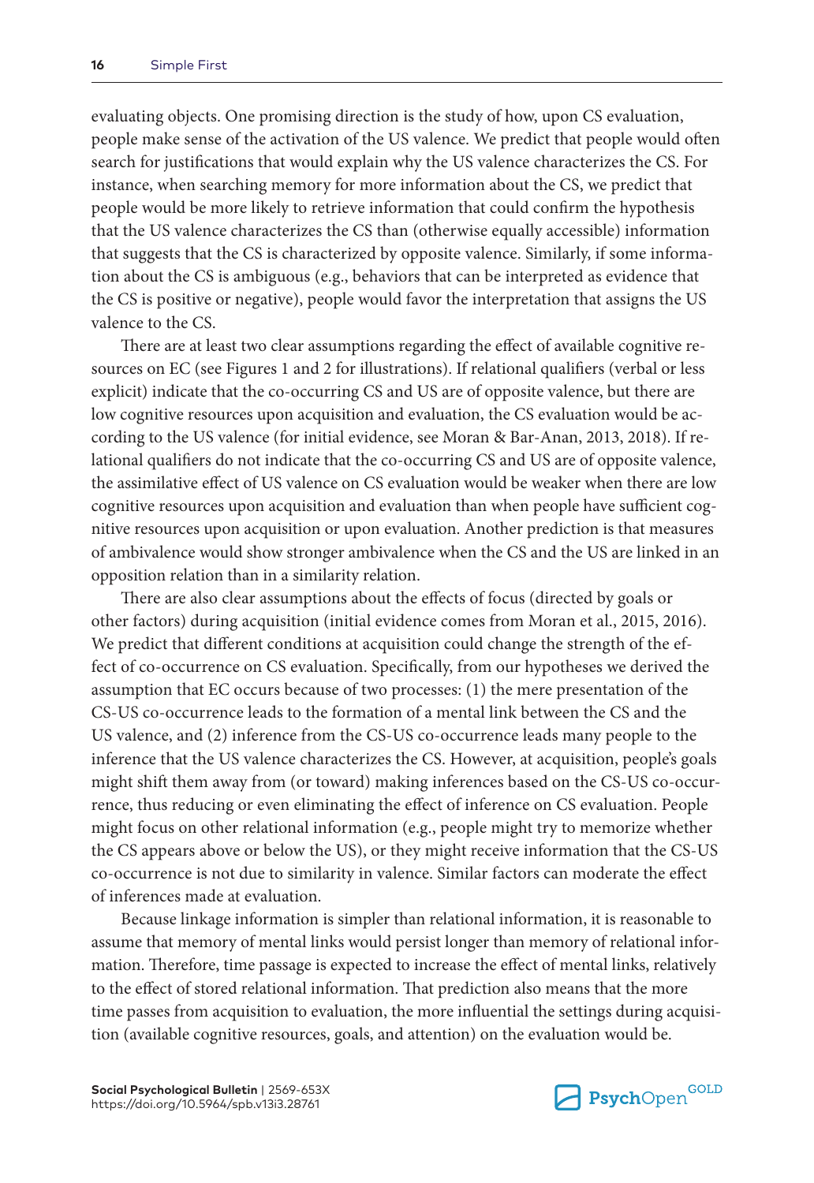evaluating objects. One promising direction is the study of how, upon CS evaluation, people make sense of the activation of the US valence. We predict that people would often search for justifications that would explain why the US valence characterizes the CS. For instance, when searching memory for more information about the CS, we predict that people would be more likely to retrieve information that could confirm the hypothesis that the US valence characterizes the CS than (otherwise equally accessible) information that suggests that the CS is characterized by opposite valence. Similarly, if some information about the CS is ambiguous (e.g., behaviors that can be interpreted as evidence that the CS is positive or negative), people would favor the interpretation that assigns the US valence to the CS.

There are at least two clear assumptions regarding the effect of available cognitive resources on EC (see Figures 1 and 2 for illustrations). If relational qualifiers (verbal or less explicit) indicate that the co-occurring CS and US are of opposite valence, but there are low cognitive resources upon acquisition and evaluation, the CS evaluation would be according to the US valence (for initial evidence, see Moran & Bar-Anan, 2013, 2018). If relational qualifiers do not indicate that the co-occurring CS and US are of opposite valence, the assimilative effect of US valence on CS evaluation would be weaker when there are low cognitive resources upon acquisition and evaluation than when people have sufficient cognitive resources upon acquisition or upon evaluation. Another prediction is that measures of ambivalence would show stronger ambivalence when the CS and the US are linked in an opposition relation than in a similarity relation.

There are also clear assumptions about the effects of focus (directed by goals or other factors) during acquisition (initial evidence comes from Moran et al., 2015, 2016). We predict that different conditions at acquisition could change the strength of the effect of co-occurrence on CS evaluation. Specifically, from our hypotheses we derived the assumption that EC occurs because of two processes: (1) the mere presentation of the CS-US co-occurrence leads to the formation of a mental link between the CS and the US valence, and (2) inference from the CS-US co-occurrence leads many people to the inference that the US valence characterizes the CS. However, at acquisition, people's goals might shift them away from (or toward) making inferences based on the CS-US co-occurrence, thus reducing or even eliminating the effect of inference on CS evaluation. People might focus on other relational information (e.g., people might try to memorize whether the CS appears above or below the US), or they might receive information that the CS-US co-occurrence is not due to similarity in valence. Similar factors can moderate the effect of inferences made at evaluation.

Because linkage information is simpler than relational information, it is reasonable to assume that memory of mental links would persist longer than memory of relational information. Therefore, time passage is expected to increase the effect of mental links, relatively to the effect of stored relational information. That prediction also means that the more time passes from acquisition to evaluation, the more influential the settings during acquisition (available cognitive resources, goals, and attention) on the evaluation would be.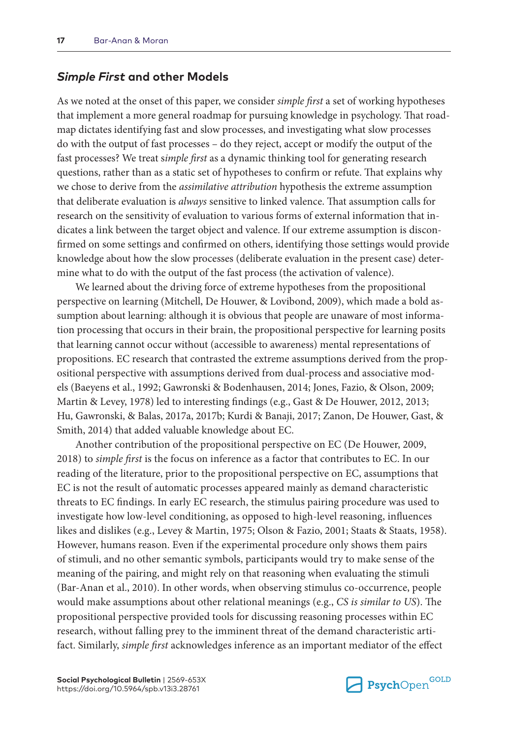## *Simple First* and other Models

As we noted at the onset of this paper, we consider *simple first* a set of working hypotheses that implement a more general roadmap for pursuing knowledge in psychology. That roadmap dictates identifying fast and slow processes, and investigating what slow processes do with the output of fast processes – do they reject, accept or modify the output of the fast processes? We treat s*imple first* as a dynamic thinking tool for generating research questions, rather than as a static set of hypotheses to confirm or refute. That explains why we chose to derive from the *assimilative attribution* hypothesis the extreme assumption that deliberate evaluation is *always* sensitive to linked valence. That assumption calls for research on the sensitivity of evaluation to various forms of external information that indicates a link between the target object and valence. If our extreme assumption is disconfirmed on some settings and confirmed on others, identifying those settings would provide knowledge about how the slow processes (deliberate evaluation in the present case) determine what to do with the output of the fast process (the activation of valence).

We learned about the driving force of extreme hypotheses from the propositional perspective on learning (Mitchell, De Houwer, & Lovibond, 2009), which made a bold assumption about learning: although it is obvious that people are unaware of most information processing that occurs in their brain, the propositional perspective for learning posits that learning cannot occur without (accessible to awareness) mental representations of propositions. EC research that contrasted the extreme assumptions derived from the propositional perspective with assumptions derived from dual-process and associative models (Baeyens et al., 1992; Gawronski & Bodenhausen, 2014; Jones, Fazio, & Olson, 2009; Martin & Levey, 1978) led to interesting findings (e.g., Gast & De Houwer, 2012, 2013; Hu, Gawronski, & Balas, 2017a, 2017b; Kurdi & Banaji, 2017; Zanon, De Houwer, Gast, & Smith, 2014) that added valuable knowledge about EC.

Another contribution of the propositional perspective on EC (De Houwer, 2009, 2018) to *simple first* is the focus on inference as a factor that contributes to EC. In our reading of the literature, prior to the propositional perspective on EC, assumptions that EC is not the result of automatic processes appeared mainly as demand characteristic threats to EC findings. In early EC research, the stimulus pairing procedure was used to investigate how low-level conditioning, as opposed to high-level reasoning, influences likes and dislikes (e.g., Levey & Martin, 1975; Olson & Fazio, 2001; Staats & Staats, 1958). However, humans reason. Even if the experimental procedure only shows them pairs of stimuli, and no other semantic symbols, participants would try to make sense of the meaning of the pairing, and might rely on that reasoning when evaluating the stimuli (Bar-Anan et al., 2010). In other words, when observing stimulus co-occurrence, people would make assumptions about other relational meanings (e.g., *CS is similar to US*). The propositional perspective provided tools for discussing reasoning processes within EC research, without falling prey to the imminent threat of the demand characteristic artifact. Similarly, *simple first* acknowledges inference as an important mediator of the effect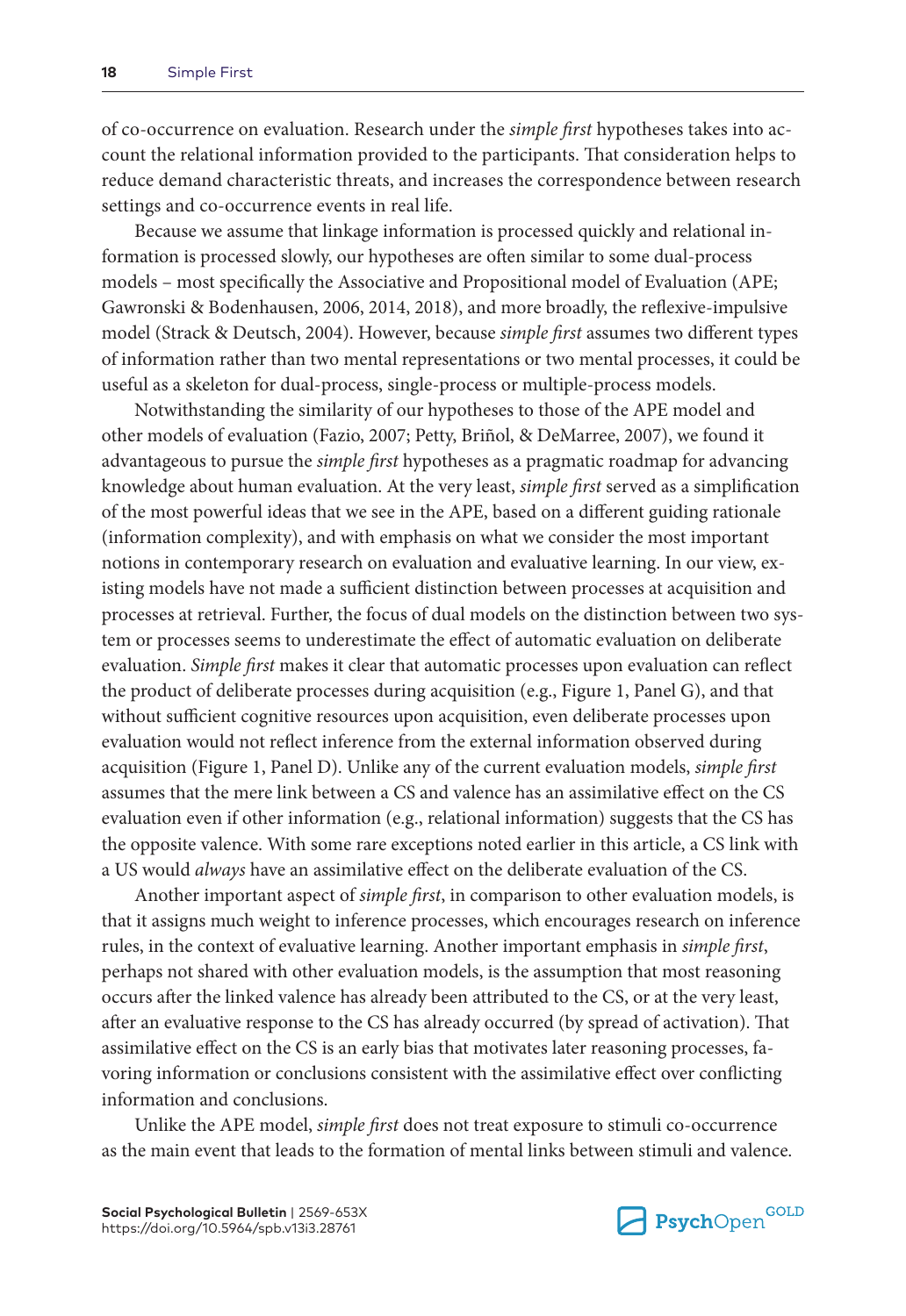of co-occurrence on evaluation. Research under the *simple first* hypotheses takes into account the relational information provided to the participants. That consideration helps to reduce demand characteristic threats, and increases the correspondence between research settings and co-occurrence events in real life.

Because we assume that linkage information is processed quickly and relational information is processed slowly, our hypotheses are often similar to some dual-process models – most specifically the Associative and Propositional model of Evaluation (APE; Gawronski & Bodenhausen, 2006, 2014, 2018), and more broadly, the reflexive-impulsive model (Strack & Deutsch, 2004). However, because *simple first* assumes two different types of information rather than two mental representations or two mental processes, it could be useful as a skeleton for dual-process, single-process or multiple-process models.

Notwithstanding the similarity of our hypotheses to those of the APE model and other models of evaluation (Fazio, 2007; Petty, Briñol, & DeMarree, 2007), we found it advantageous to pursue the *simple first* hypotheses as a pragmatic roadmap for advancing knowledge about human evaluation. At the very least, *simple first* served as a simplification of the most powerful ideas that we see in the APE, based on a different guiding rationale (information complexity), and with emphasis on what we consider the most important notions in contemporary research on evaluation and evaluative learning. In our view, existing models have not made a sufficient distinction between processes at acquisition and processes at retrieval. Further, the focus of dual models on the distinction between two system or processes seems to underestimate the effect of automatic evaluation on deliberate evaluation. *Simple first* makes it clear that automatic processes upon evaluation can reflect the product of deliberate processes during acquisition (e.g., Figure 1, Panel G), and that without sufficient cognitive resources upon acquisition, even deliberate processes upon evaluation would not reflect inference from the external information observed during acquisition (Figure 1, Panel D). Unlike any of the current evaluation models, *simple first* assumes that the mere link between a CS and valence has an assimilative effect on the CS evaluation even if other information (e.g., relational information) suggests that the CS has the opposite valence. With some rare exceptions noted earlier in this article, a CS link with a US would *always* have an assimilative effect on the deliberate evaluation of the CS.

Another important aspect of *simple first*, in comparison to other evaluation models, is that it assigns much weight to inference processes, which encourages research on inference rules, in the context of evaluative learning. Another important emphasis in *simple first*, perhaps not shared with other evaluation models, is the assumption that most reasoning occurs after the linked valence has already been attributed to the CS, or at the very least, after an evaluative response to the CS has already occurred (by spread of activation). That assimilative effect on the CS is an early bias that motivates later reasoning processes, favoring information or conclusions consistent with the assimilative effect over conflicting information and conclusions.

Unlike the APE model, *simple first* does not treat exposure to stimuli co-occurrence as the main event that leads to the formation of mental links between stimuli and valence.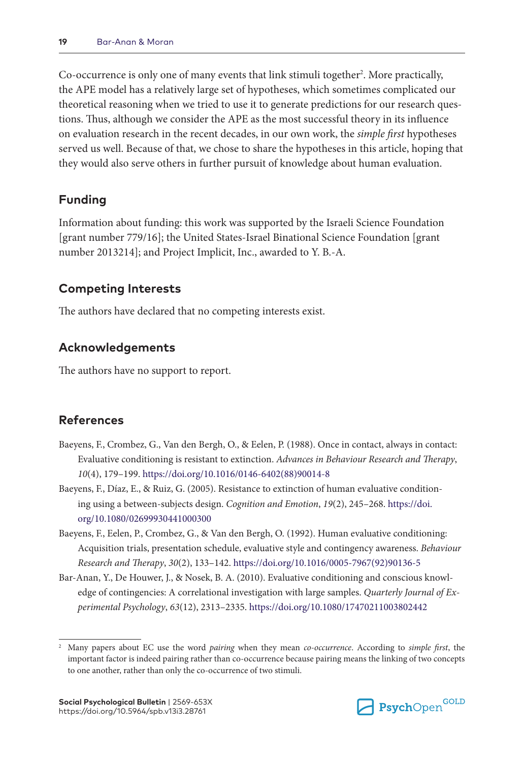Co-occurrence is only one of many events that link stimuli together[2]. More practically, the APE model has a relatively large set of hypotheses, which sometimes complicated our theoretical reasoning when we tried to use it to generate predictions for our research questions. Thus, although we consider the APE as the most successful theory in its influence on evaluation research in the recent decades, in our own work, the *simple first* hypotheses served us well. Because of that, we chose to share the hypotheses in this article, hoping that they would also serve others in further pursuit of knowledge about human evaluation.

## Funding

Information about funding: this work was supported by the Israeli Science Foundation [grant number 779/16]; the United States-Israel Binational Science Foundation [grant number 2013214]; and Project Implicit, Inc., awarded to Y. B.-A.

## Competing Interests

The authors have declared that no competing interests exist.

## Acknowledgements

The authors have no support to report.

## References

Baeyens, F., Crombez, G., Van den Bergh, O., & Eelen, P. (1988). Once in contact, always in contact: Evaluative conditioning is resistant to extinction. *Advances in Behaviour Research and Therapy*, *10*(4), 179–199. https://doi.org/10.1016/0146-6402(88)90014-8

Baeyens, F., Díaz, E., & Ruiz, G. (2005). Resistance to extinction of human evaluative conditioning using a between-subjects design. *Cognition and Emotion*, *19*(2), 245–268. https://doi.org/10.1080/02699930441000300

Baeyens, F., Eelen, P., Crombez, G., & Van den Bergh, O. (1992). Human evaluative conditioning: Acquisition trials, presentation schedule, evaluative style and contingency awareness. *Behaviour Research and Therapy*, *30*(2), 133–142. https://doi.org/10.1016/0005-7967(92)90136-5

Bar-Anan, Y., De Houwer, J., & Nosek, B. A. (2010). Evaluative conditioning and conscious knowledge of contingencies: A correlational investigation with large samples. *Quarterly Journal of Experimental Psychology*, *63*(12), 2313–2335. https://doi.org/10.1080/17470211003802442

---

[2] Many papers about EC use the word *pairing* when they mean *co-occurrence*. According to *simple first*, the important factor is indeed pairing rather than co-occurrence because pairing means the linking of two concepts to one another, rather than only the co-occurrence of two stimuli.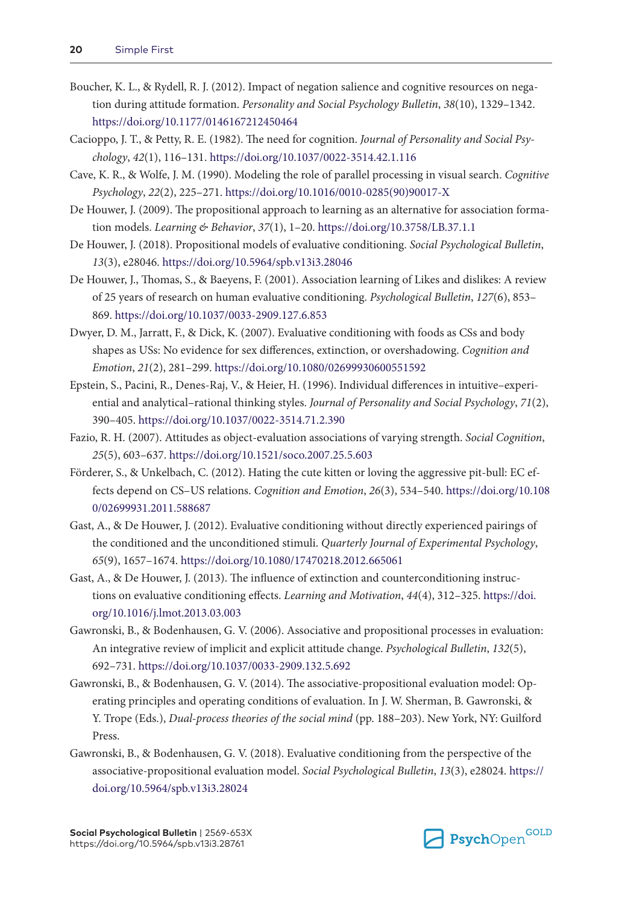Boucher, K. L., & Rydell, R. J. (2012). Impact of negation salience and cognitive resources on negation during attitude formation. *Personality and Social Psychology Bulletin*, *38*(10), 1329–1342. https://doi.org/10.1177/0146167212450464

Cacioppo, J. T., & Petty, R. E. (1982). The need for cognition. *Journal of Personality and Social Psychology*, *42*(1), 116–131. https://doi.org/10.1037/0022-3514.42.1.116

Cave, K. R., & Wolfe, J. M. (1990). Modeling the role of parallel processing in visual search. *Cognitive Psychology*, *22*(2), 225–271. https://doi.org/10.1016/0010-0285(90)90017-X

De Houwer, J. (2009). The propositional approach to learning as an alternative for association formation models. *Learning & Behavior*, *37*(1), 1–20. https://doi.org/10.3758/LB.37.1.1

De Houwer, J. (2018). Propositional models of evaluative conditioning. *Social Psychological Bulletin*, *13*(3), e28046. https://doi.org/10.5964/spb.v13i3.28046

De Houwer, J., Thomas, S., & Baeyens, F. (2001). Association learning of Likes and dislikes: A review of 25 years of research on human evaluative conditioning. *Psychological Bulletin*, *127*(6), 853–869. https://doi.org/10.1037/0033-2909.127.6.853

Dwyer, D. M., Jarratt, F., & Dick, K. (2007). Evaluative conditioning with foods as CSs and body shapes as USs: No evidence for sex differences, extinction, or overshadowing. *Cognition and Emotion*, *21*(2), 281–299. https://doi.org/10.1080/02699930600551592

Epstein, S., Pacini, R., Denes-Raj, V., & Heier, H. (1996). Individual differences in intuitive–experiential and analytical–rational thinking styles. *Journal of Personality and Social Psychology*, *71*(2), 390–405. https://doi.org/10.1037/0022-3514.71.2.390

Fazio, R. H. (2007). Attitudes as object-evaluation associations of varying strength. *Social Cognition*, *25*(5), 603–637. https://doi.org/10.1521/soco.2007.25.5.603

Förderer, S., & Unkelbach, C. (2012). Hating the cute kitten or loving the aggressive pit-bull: EC effects depend on CS–US relations. *Cognition and Emotion*, *26*(3), 534–540. https://doi.org/10.1080/02699931.2011.588687

Gast, A., & De Houwer, J. (2012). Evaluative conditioning without directly experienced pairings of the conditioned and the unconditioned stimuli. *Quarterly Journal of Experimental Psychology*, *65*(9), 1657–1674. https://doi.org/10.1080/17470218.2012.665061

Gast, A., & De Houwer, J. (2013). The influence of extinction and counterconditioning instructions on evaluative conditioning effects. *Learning and Motivation*, *44*(4), 312–325. https://doi.org/10.1016/j.lmot.2013.03.003

Gawronski, B., & Bodenhausen, G. V. (2006). Associative and propositional processes in evaluation: An integrative review of implicit and explicit attitude change. *Psychological Bulletin*, *132*(5), 692–731. https://doi.org/10.1037/0033-2909.132.5.692

Gawronski, B., & Bodenhausen, G. V. (2014). The associative-propositional evaluation model: Operating principles and operating conditions of evaluation. In J. W. Sherman, B. Gawronski, & Y. Trope (Eds.), *Dual-process theories of the social mind* (pp. 188–203). New York, NY: Guilford Press.

Gawronski, B., & Bodenhausen, G. V. (2018). Evaluative conditioning from the perspective of the associative-propositional evaluation model. *Social Psychological Bulletin*, *13*(3), e28024. https://doi.org/10.5964/spb.v13i3.28024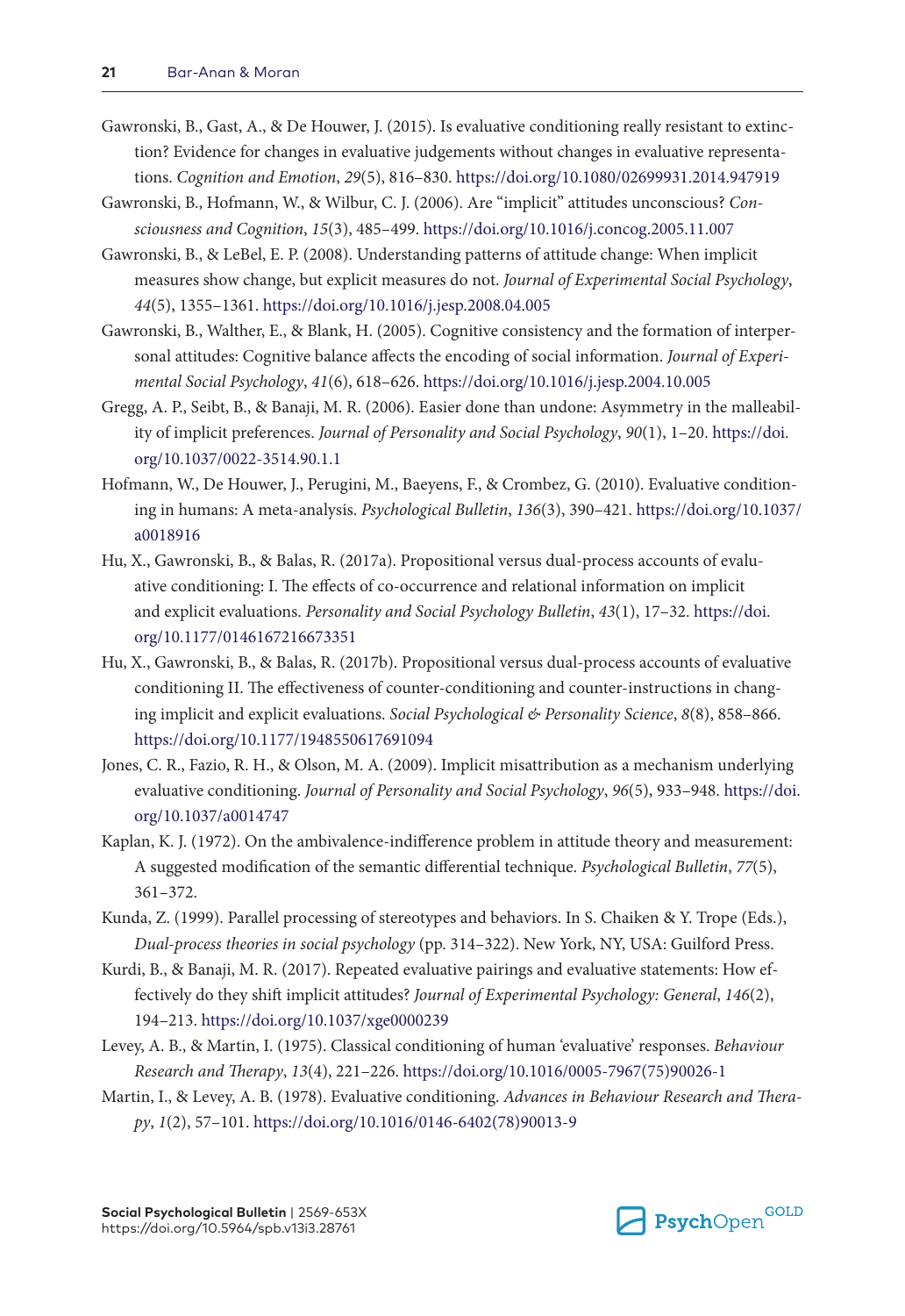Gawronski, B., Gast, A., & De Houwer, J. (2015). Is evaluative conditioning really resistant to extinction? Evidence for changes in evaluative judgements without changes in evaluative representations. *Cognition and Emotion*, *29*(5), 816–830. https://doi.org/10.1080/02699931.2014.947919

Gawronski, B., Hofmann, W., & Wilbur, C. J. (2006). Are "implicit" attitudes unconscious? *Consciousness and Cognition*, *15*(3), 485–499. https://doi.org/10.1016/j.concog.2005.11.007

Gawronski, B., & LeBel, E. P. (2008). Understanding patterns of attitude change: When implicit measures show change, but explicit measures do not. *Journal of Experimental Social Psychology*, *44*(5), 1355–1361. https://doi.org/10.1016/j.jesp.2008.04.005

Gawronski, B., Walther, E., & Blank, H. (2005). Cognitive consistency and the formation of interpersonal attitudes: Cognitive balance affects the encoding of social information. *Journal of Experimental Social Psychology*, *41*(6), 618–626. https://doi.org/10.1016/j.jesp.2004.10.005

Gregg, A. P., Seibt, B., & Banaji, M. R. (2006). Easier done than undone: Asymmetry in the malleability of implicit preferences. *Journal of Personality and Social Psychology*, *90*(1), 1–20. https://doi.org/10.1037/0022-3514.90.1.1

Hofmann, W., De Houwer, J., Perugini, M., Baeyens, F., & Crombez, G. (2010). Evaluative conditioning in humans: A meta-analysis. *Psychological Bulletin*, *136*(3), 390–421. https://doi.org/10.1037/a0018916

Hu, X., Gawronski, B., & Balas, R. (2017a). Propositional versus dual-process accounts of evaluative conditioning: I. The effects of co-occurrence and relational information on implicit and explicit evaluations. *Personality and Social Psychology Bulletin*, *43*(1), 17–32. https://doi.org/10.1177/0146167216673351

Hu, X., Gawronski, B., & Balas, R. (2017b). Propositional versus dual-process accounts of evaluative conditioning II. The effectiveness of counter-conditioning and counter-instructions in changing implicit and explicit evaluations. *Social Psychological & Personality Science*, *8*(8), 858–866. https://doi.org/10.1177/1948550617691094

Jones, C. R., Fazio, R. H., & Olson, M. A. (2009). Implicit misattribution as a mechanism underlying evaluative conditioning. *Journal of Personality and Social Psychology*, *96*(5), 933–948. https://doi.org/10.1037/a0014747

Kaplan, K. J. (1972). On the ambivalence-indifference problem in attitude theory and measurement: A suggested modification of the semantic differential technique. *Psychological Bulletin*, *77*(5), 361–372.

Kunda, Z. (1999). Parallel processing of stereotypes and behaviors. In S. Chaiken & Y. Trope (Eds.), *Dual-process theories in social psychology* (pp. 314–322). New York, NY, USA: Guilford Press.

Kurdi, B., & Banaji, M. R. (2017). Repeated evaluative pairings and evaluative statements: How effectively do they shift implicit attitudes? *Journal of Experimental Psychology: General*, *146*(2), 194–213. https://doi.org/10.1037/xge0000239

Levey, A. B., & Martin, I. (1975). Classical conditioning of human 'evaluative' responses. *Behaviour Research and Therapy*, *13*(4), 221–226. https://doi.org/10.1016/0005-7967(75)90026-1

Martin, I., & Levey, A. B. (1978). Evaluative conditioning. *Advances in Behaviour Research and Therapy*, *1*(2), 57–101. https://doi.org/10.1016/0146-6402(78)90013-9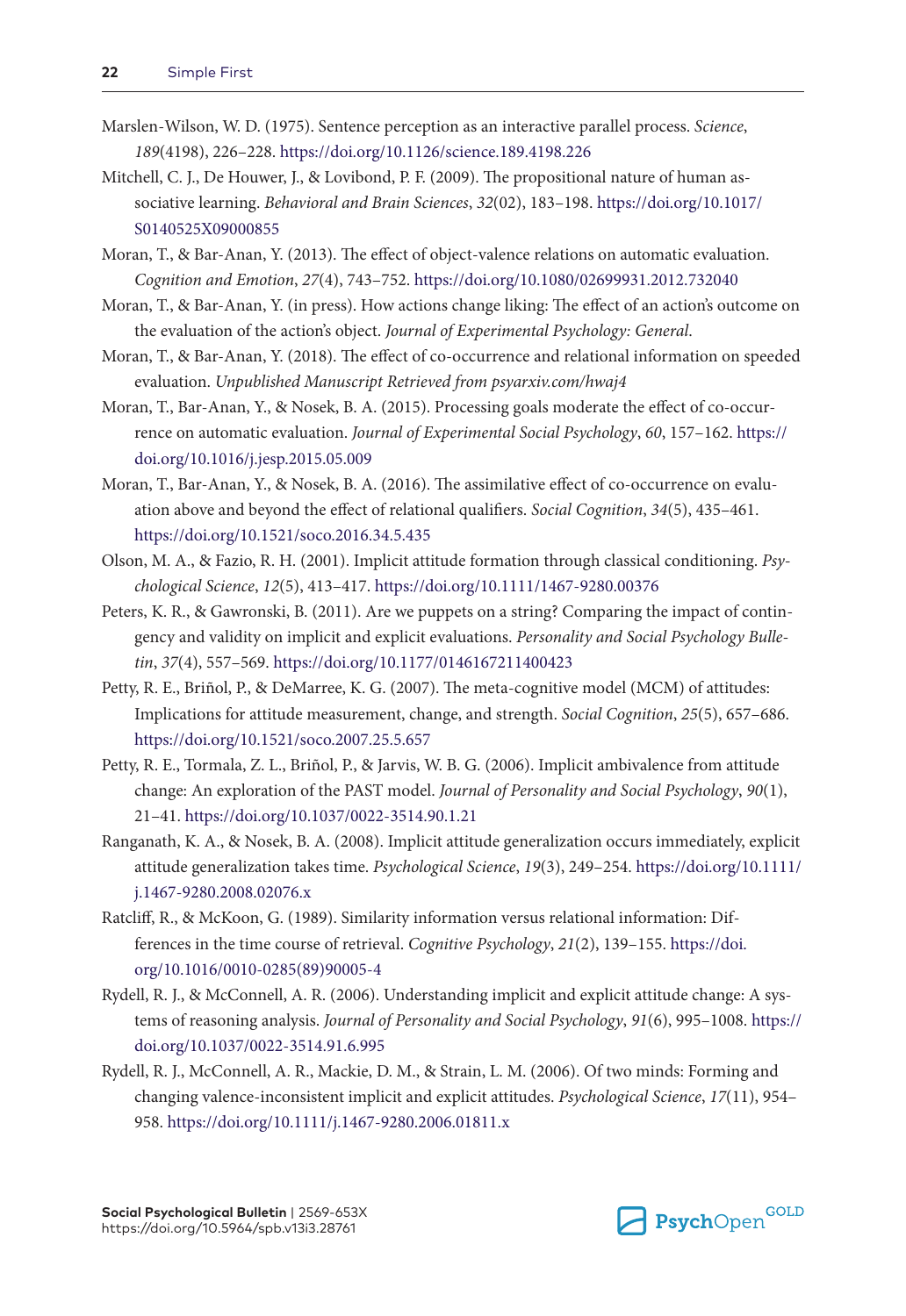Marslen-Wilson, W. D. (1975). Sentence perception as an interactive parallel process. *Science*, *189*(4198), 226–228. https://doi.org/10.1126/science.189.4198.226

Mitchell, C. J., De Houwer, J., & Lovibond, P. F. (2009). The propositional nature of human associative learning. *Behavioral and Brain Sciences*, *32*(02), 183–198. https://doi.org/10.1017/S0140525X09000855

Moran, T., & Bar-Anan, Y. (2013). The effect of object-valence relations on automatic evaluation. *Cognition and Emotion*, *27*(4), 743–752. https://doi.org/10.1080/02699931.2012.732040

Moran, T., & Bar-Anan, Y. (in press). How actions change liking: The effect of an action's outcome on the evaluation of the action's object. *Journal of Experimental Psychology: General*.

Moran, T., & Bar-Anan, Y. (2018). The effect of co-occurrence and relational information on speeded evaluation. *Unpublished Manuscript Retrieved from psyarxiv.com/hwaj4*

Moran, T., Bar-Anan, Y., & Nosek, B. A. (2015). Processing goals moderate the effect of co-occurrence on automatic evaluation. *Journal of Experimental Social Psychology*, *60*, 157–162. https://doi.org/10.1016/j.jesp.2015.05.009

Moran, T., Bar-Anan, Y., & Nosek, B. A. (2016). The assimilative effect of co-occurrence on evaluation above and beyond the effect of relational qualifiers. *Social Cognition*, *34*(5), 435–461. https://doi.org/10.1521/soco.2016.34.5.435

Olson, M. A., & Fazio, R. H. (2001). Implicit attitude formation through classical conditioning. *Psychological Science*, *12*(5), 413–417. https://doi.org/10.1111/1467-9280.00376

Peters, K. R., & Gawronski, B. (2011). Are we puppets on a string? Comparing the impact of contingency and validity on implicit and explicit evaluations. *Personality and Social Psychology Bulletin*, *37*(4), 557–569. https://doi.org/10.1177/0146167211400423

Petty, R. E., Briñol, P., & DeMarree, K. G. (2007). The meta-cognitive model (MCM) of attitudes: Implications for attitude measurement, change, and strength. *Social Cognition*, *25*(5), 657–686. https://doi.org/10.1521/soco.2007.25.5.657

Petty, R. E., Tormala, Z. L., Briñol, P., & Jarvis, W. B. G. (2006). Implicit ambivalence from attitude change: An exploration of the PAST model. *Journal of Personality and Social Psychology*, *90*(1), 21–41. https://doi.org/10.1037/0022-3514.90.1.21

Ranganath, K. A., & Nosek, B. A. (2008). Implicit attitude generalization occurs immediately, explicit attitude generalization takes time. *Psychological Science*, *19*(3), 249–254. https://doi.org/10.1111/j.1467-9280.2008.02076.x

Ratcliff, R., & McKoon, G. (1989). Similarity information versus relational information: Differences in the time course of retrieval. *Cognitive Psychology*, *21*(2), 139–155. https://doi.org/10.1016/0010-0285(89)90005-4

Rydell, R. J., & McConnell, A. R. (2006). Understanding implicit and explicit attitude change: A systems of reasoning analysis. *Journal of Personality and Social Psychology*, *91*(6), 995–1008. https://doi.org/10.1037/0022-3514.91.6.995

Rydell, R. J., McConnell, A. R., Mackie, D. M., & Strain, L. M. (2006). Of two minds: Forming and changing valence-inconsistent implicit and explicit attitudes. *Psychological Science*, *17*(11), 954–958. https://doi.org/10.1111/j.1467-9280.2006.01811.x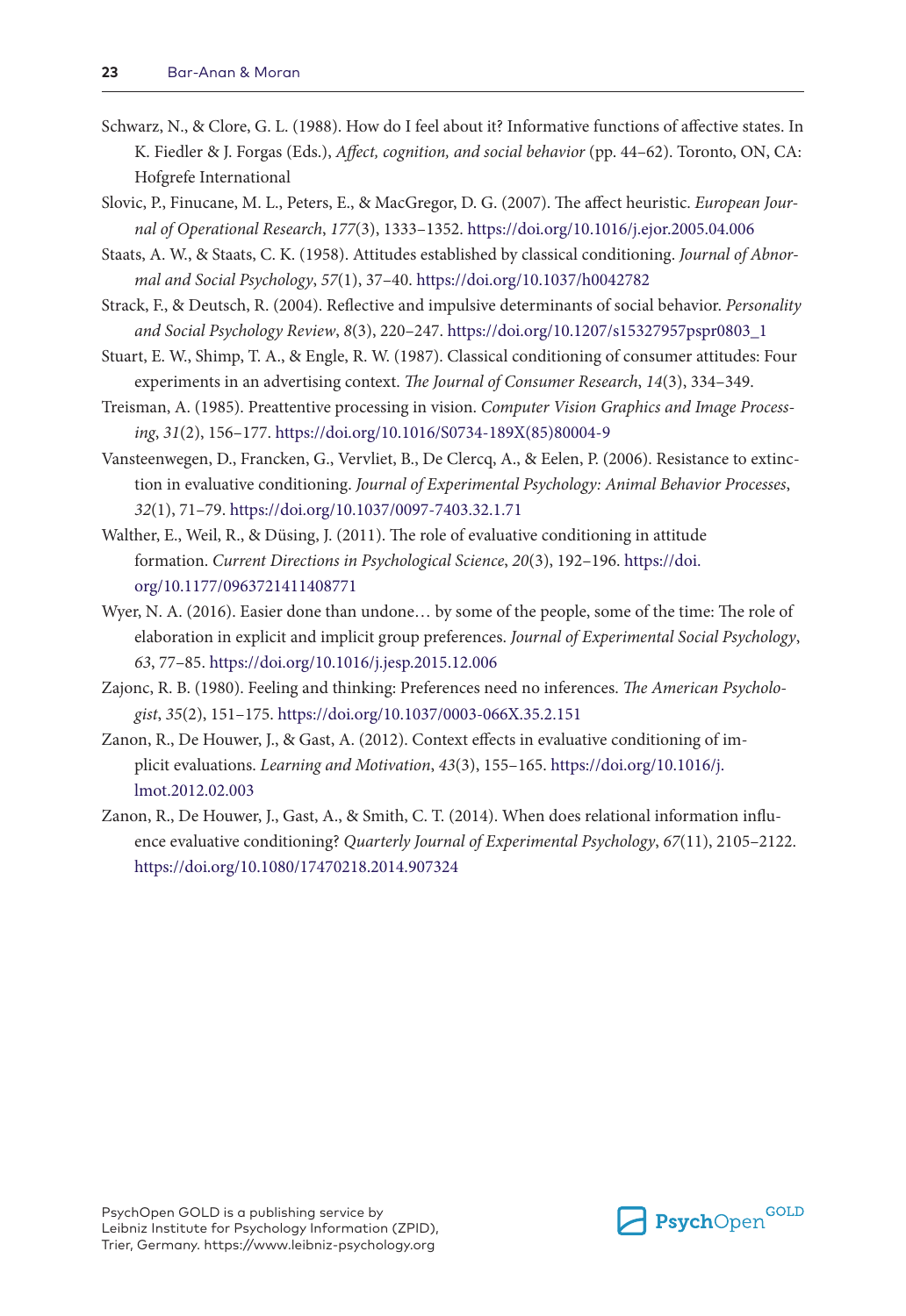Schwarz, N., & Clore, G. L. (1988). How do I feel about it? Informative functions of affective states. In K. Fiedler & J. Forgas (Eds.), *Affect, cognition, and social behavior* (pp. 44–62). Toronto, ON, CA: Hofgrefe International

Slovic, P., Finucane, M. L., Peters, E., & MacGregor, D. G. (2007). The affect heuristic. *European Journal of Operational Research*, *177*(3), 1333–1352. https://doi.org/10.1016/j.ejor.2005.04.006

Staats, A. W., & Staats, C. K. (1958). Attitudes established by classical conditioning. *Journal of Abnormal and Social Psychology*, *57*(1), 37–40. https://doi.org/10.1037/h0042782

Strack, F., & Deutsch, R. (2004). Reflective and impulsive determinants of social behavior. *Personality and Social Psychology Review*, *8*(3), 220–247. https://doi.org/10.1207/s15327957pspr0803_1

Stuart, E. W., Shimp, T. A., & Engle, R. W. (1987). Classical conditioning of consumer attitudes: Four experiments in an advertising context. *The Journal of Consumer Research*, *14*(3), 334–349.

Treisman, A. (1985). Preattentive processing in vision. *Computer Vision Graphics and Image Processing*, *31*(2), 156–177. https://doi.org/10.1016/S0734-189X(85)80004-9

Vansteenwegen, D., Francken, G., Vervliet, B., De Clercq, A., & Eelen, P. (2006). Resistance to extinction in evaluative conditioning. *Journal of Experimental Psychology: Animal Behavior Processes*, *32*(1), 71–79. https://doi.org/10.1037/0097-7403.32.1.71

Walther, E., Weil, R., & Düsing, J. (2011). The role of evaluative conditioning in attitude formation. *Current Directions in Psychological Science*, *20*(3), 192–196. https://doi.org/10.1177/0963721411408771

Wyer, N. A. (2016). Easier done than undone… by some of the people, some of the time: The role of elaboration in explicit and implicit group preferences. *Journal of Experimental Social Psychology*, *63*, 77–85. https://doi.org/10.1016/j.jesp.2015.12.006

Zajonc, R. B. (1980). Feeling and thinking: Preferences need no inferences. *The American Psychologist*, *35*(2), 151–175. https://doi.org/10.1037/0003-066X.35.2.151

Zanon, R., De Houwer, J., & Gast, A. (2012). Context effects in evaluative conditioning of implicit evaluations. *Learning and Motivation*, *43*(3), 155–165. https://doi.org/10.1016/j.lmot.2012.02.003

Zanon, R., De Houwer, J., Gast, A., & Smith, C. T. (2014). When does relational information influence evaluative conditioning? *Quarterly Journal of Experimental Psychology*, *67*(11), 2105–2122. https://doi.org/10.1080/17470218.2014.907324